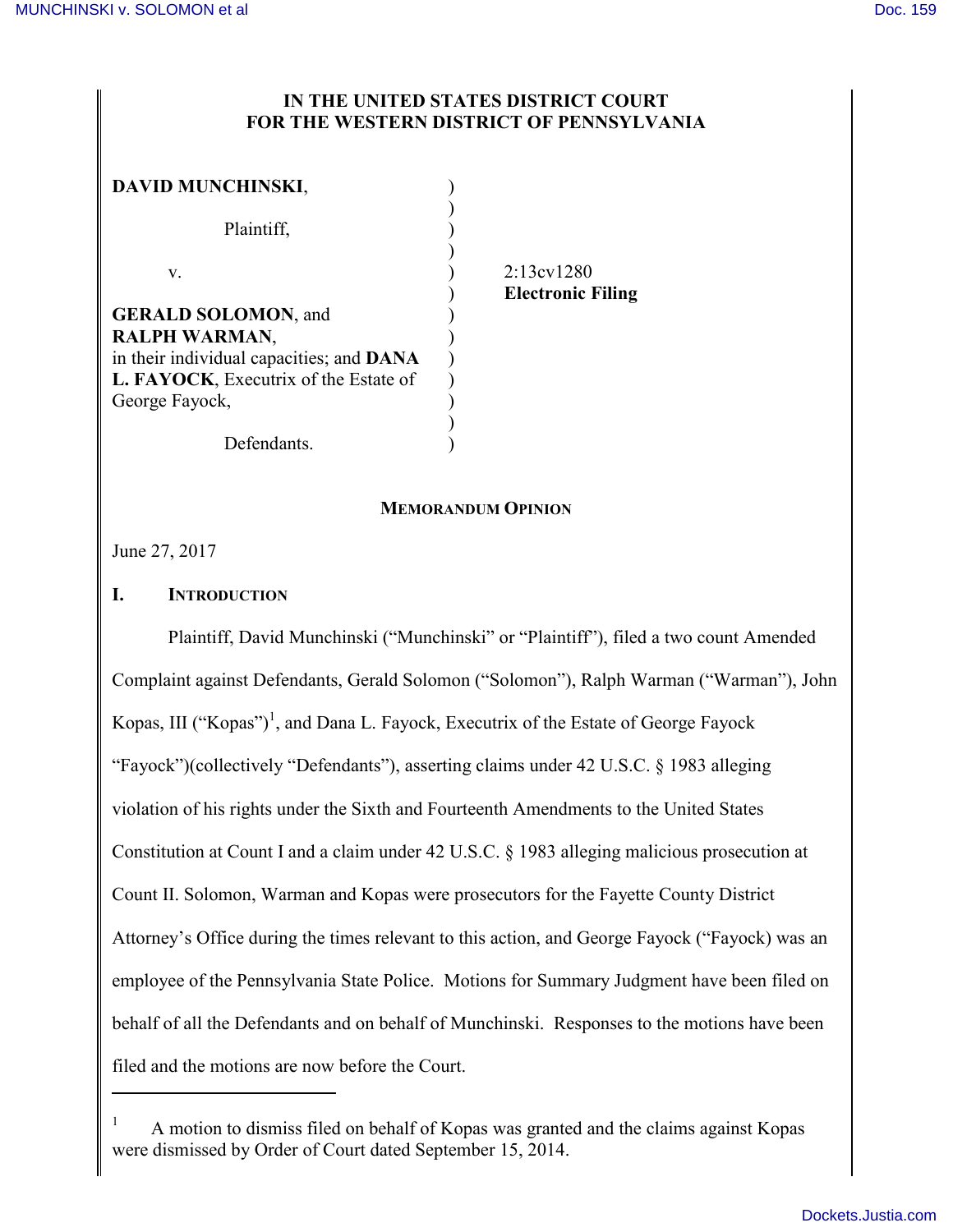# IN THE UNITED STATES DISTRICT COURT
# FOR THE WESTERN DISTRICT OF PENNSYLVANIA

| | | |
|---|---|---|
| **DAVID MUNCHINSKI**, | ) | |
| | ) | |
| Plaintiff, | ) | |
| | ) | |
| v. | ) | 2:13cv1280 |
| | ) | **Electronic Filing** |
| **GERALD SOLOMON**, and | ) | |
| **RALPH WARMAN**, | ) | |
| in their individual capacities; and **DANA L. FAYOCK**, Executrix of the Estate of George Fayock, | ) | |
| | ) | |
| Defendants. | ) | |

## MEMORANDUM OPINION

June 27, 2017

## I. INTRODUCTION

Plaintiff, David Munchinski ("Munchinski" or "Plaintiff"), filed a two count Amended Complaint against Defendants, Gerald Solomon ("Solomon"), Ralph Warman ("Warman"), John Kopas, III ("Kopas")[1], and Dana L. Fayock, Executrix of the Estate of George Fayock "Fayock")(collectively "Defendants"), asserting claims under 42 U.S.C. § 1983 alleging violation of his rights under the Sixth and Fourteenth Amendments to the United States Constitution at Count I and a claim under 42 U.S.C. § 1983 alleging malicious prosecution at Count II. Solomon, Warman and Kopas were prosecutors for the Fayette County District Attorney's Office during the times relevant to this action, and George Fayock ("Fayock) was an employee of the Pennsylvania State Police. Motions for Summary Judgment have been filed on behalf of all the Defendants and on behalf of Munchinski. Responses to the motions have been filed and the motions are now before the Court.

---

[1] A motion to dismiss filed on behalf of Kopas was granted and the claims against Kopas were dismissed by Order of Court dated September 15, 2014.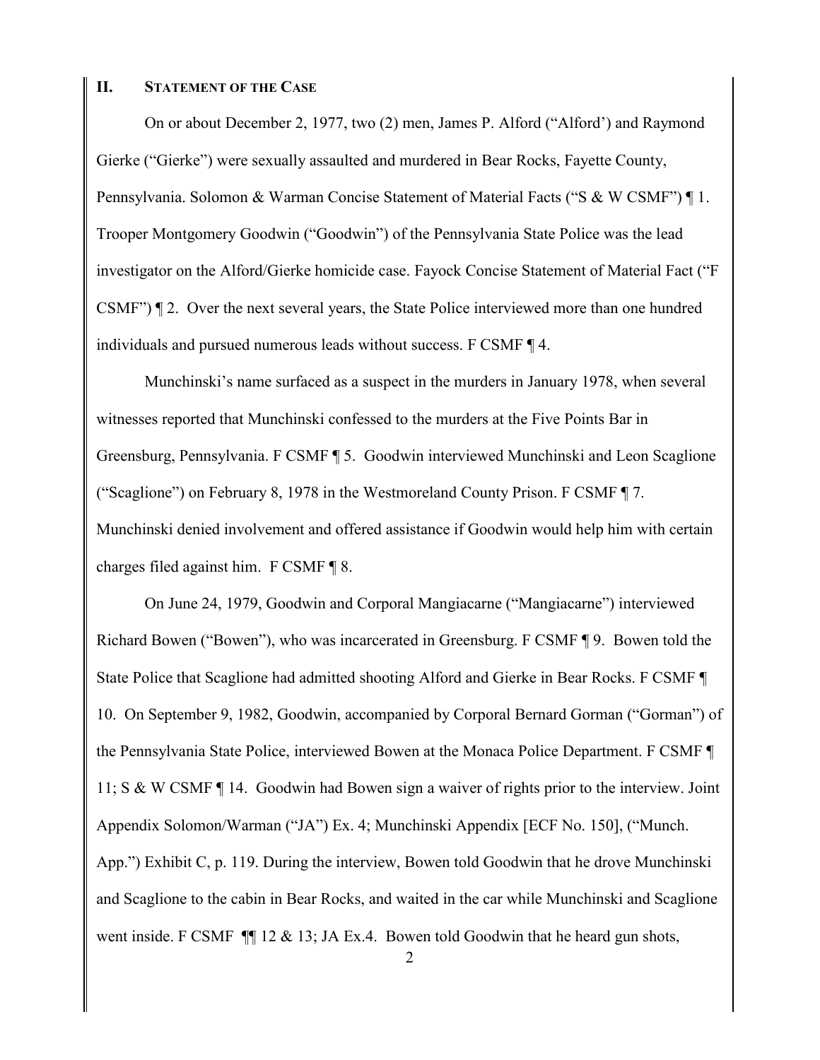## II. STATEMENT OF THE CASE

On or about December 2, 1977, two (2) men, James P. Alford ("Alford') and Raymond Gierke ("Gierke") were sexually assaulted and murdered in Bear Rocks, Fayette County, Pennsylvania. Solomon & Warman Concise Statement of Material Facts ("S & W CSMF") ¶ 1. Trooper Montgomery Goodwin ("Goodwin") of the Pennsylvania State Police was the lead investigator on the Alford/Gierke homicide case. Fayock Concise Statement of Material Fact ("F CSMF") ¶ 2. Over the next several years, the State Police interviewed more than one hundred individuals and pursued numerous leads without success. F CSMF ¶ 4.

Munchinski's name surfaced as a suspect in the murders in January 1978, when several witnesses reported that Munchinski confessed to the murders at the Five Points Bar in Greensburg, Pennsylvania. F CSMF ¶ 5. Goodwin interviewed Munchinski and Leon Scaglione ("Scaglione") on February 8, 1978 in the Westmoreland County Prison. F CSMF ¶ 7. Munchinski denied involvement and offered assistance if Goodwin would help him with certain charges filed against him. F CSMF ¶ 8.

On June 24, 1979, Goodwin and Corporal Mangiacarne ("Mangiacarne") interviewed Richard Bowen ("Bowen"), who was incarcerated in Greensburg. F CSMF ¶ 9. Bowen told the State Police that Scaglione had admitted shooting Alford and Gierke in Bear Rocks. F CSMF ¶ 10. On September 9, 1982, Goodwin, accompanied by Corporal Bernard Gorman ("Gorman") of the Pennsylvania State Police, interviewed Bowen at the Monaca Police Department. F CSMF ¶ 11; S & W CSMF ¶ 14. Goodwin had Bowen sign a waiver of rights prior to the interview. Joint Appendix Solomon/Warman ("JA") Ex. 4; Munchinski Appendix [ECF No. 150], ("Munch. App.") Exhibit C, p. 119. During the interview, Bowen told Goodwin that he drove Munchinski and Scaglione to the cabin in Bear Rocks, and waited in the car while Munchinski and Scaglione went inside. F CSMF ¶¶ 12 & 13; JA Ex.4. Bowen told Goodwin that he heard gun shots,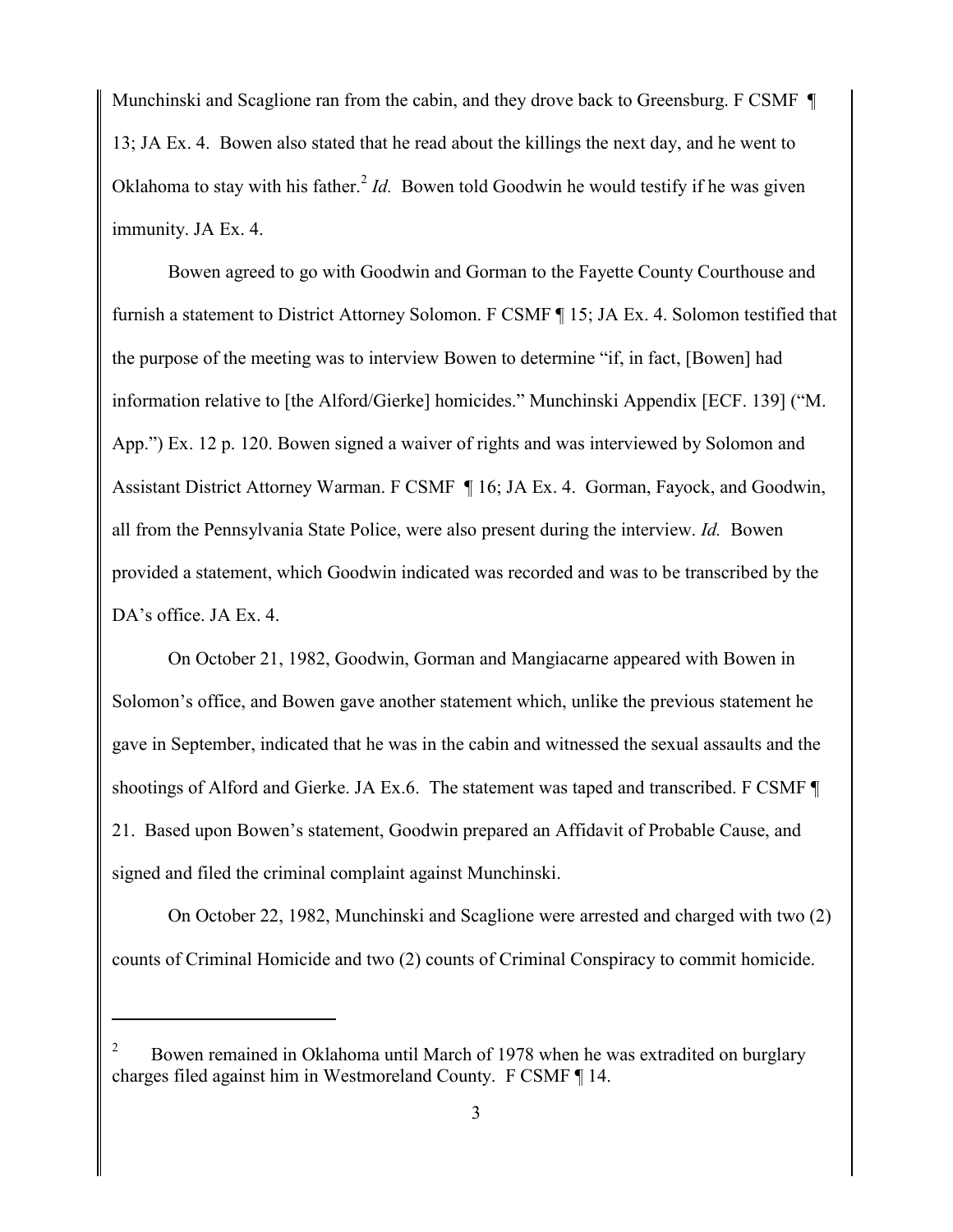Munchinski and Scaglione ran from the cabin, and they drove back to Greensburg. F CSMF ¶ 13; JA Ex. 4. Bowen also stated that he read about the killings the next day, and he went to Oklahoma to stay with his father.[2] *Id.* Bowen told Goodwin he would testify if he was given immunity. JA Ex. 4.

Bowen agreed to go with Goodwin and Gorman to the Fayette County Courthouse and furnish a statement to District Attorney Solomon. F CSMF ¶ 15; JA Ex. 4. Solomon testified that the purpose of the meeting was to interview Bowen to determine "if, in fact, [Bowen] had information relative to [the Alford/Gierke] homicides." Munchinski Appendix [ECF. 139] ("M. App.") Ex. 12 p. 120. Bowen signed a waiver of rights and was interviewed by Solomon and Assistant District Attorney Warman. F CSMF ¶ 16; JA Ex. 4. Gorman, Fayock, and Goodwin, all from the Pennsylvania State Police, were also present during the interview. *Id.* Bowen provided a statement, which Goodwin indicated was recorded and was to be transcribed by the DA's office. JA Ex. 4.

On October 21, 1982, Goodwin, Gorman and Mangiacarne appeared with Bowen in Solomon's office, and Bowen gave another statement which, unlike the previous statement he gave in September, indicated that he was in the cabin and witnessed the sexual assaults and the shootings of Alford and Gierke. JA Ex.6. The statement was taped and transcribed. F CSMF ¶ 21. Based upon Bowen's statement, Goodwin prepared an Affidavit of Probable Cause, and signed and filed the criminal complaint against Munchinski.

On October 22, 1982, Munchinski and Scaglione were arrested and charged with two (2) counts of Criminal Homicide and two (2) counts of Criminal Conspiracy to commit homicide.

---

[2] Bowen remained in Oklahoma until March of 1978 when he was extradited on burglary charges filed against him in Westmoreland County. F CSMF ¶ 14.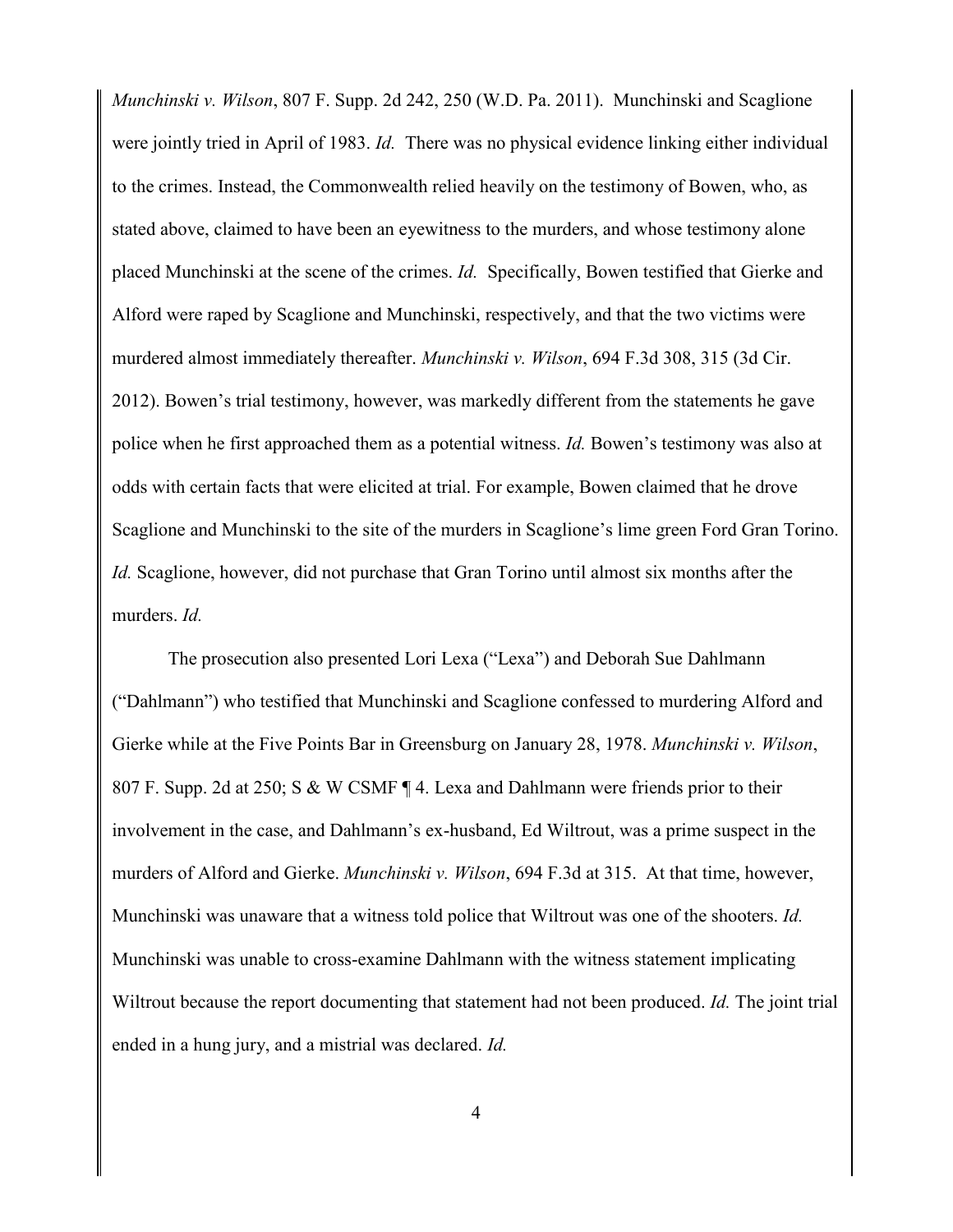*Munchinski v. Wilson*, 807 F. Supp. 2d 242, 250 (W.D. Pa. 2011). Munchinski and Scaglione were jointly tried in April of 1983. *Id.* There was no physical evidence linking either individual to the crimes. Instead, the Commonwealth relied heavily on the testimony of Bowen, who, as stated above, claimed to have been an eyewitness to the murders, and whose testimony alone placed Munchinski at the scene of the crimes. *Id.* Specifically, Bowen testified that Gierke and Alford were raped by Scaglione and Munchinski, respectively, and that the two victims were murdered almost immediately thereafter. *Munchinski v. Wilson*, 694 F.3d 308, 315 (3d Cir. 2012). Bowen's trial testimony, however, was markedly different from the statements he gave police when he first approached them as a potential witness. *Id.* Bowen's testimony was also at odds with certain facts that were elicited at trial. For example, Bowen claimed that he drove Scaglione and Munchinski to the site of the murders in Scaglione's lime green Ford Gran Torino. *Id.* Scaglione, however, did not purchase that Gran Torino until almost six months after the murders. *Id.*

The prosecution also presented Lori Lexa ("Lexa") and Deborah Sue Dahlmann ("Dahlmann") who testified that Munchinski and Scaglione confessed to murdering Alford and Gierke while at the Five Points Bar in Greensburg on January 28, 1978. *Munchinski v. Wilson*, 807 F. Supp. 2d at 250; S & W CSMF ¶ 4. Lexa and Dahlmann were friends prior to their involvement in the case, and Dahlmann's ex-husband, Ed Wiltrout, was a prime suspect in the murders of Alford and Gierke. *Munchinski v. Wilson*, 694 F.3d at 315. At that time, however, Munchinski was unaware that a witness told police that Wiltrout was one of the shooters. *Id.* Munchinski was unable to cross-examine Dahlmann with the witness statement implicating Wiltrout because the report documenting that statement had not been produced. *Id.* The joint trial ended in a hung jury, and a mistrial was declared. *Id.*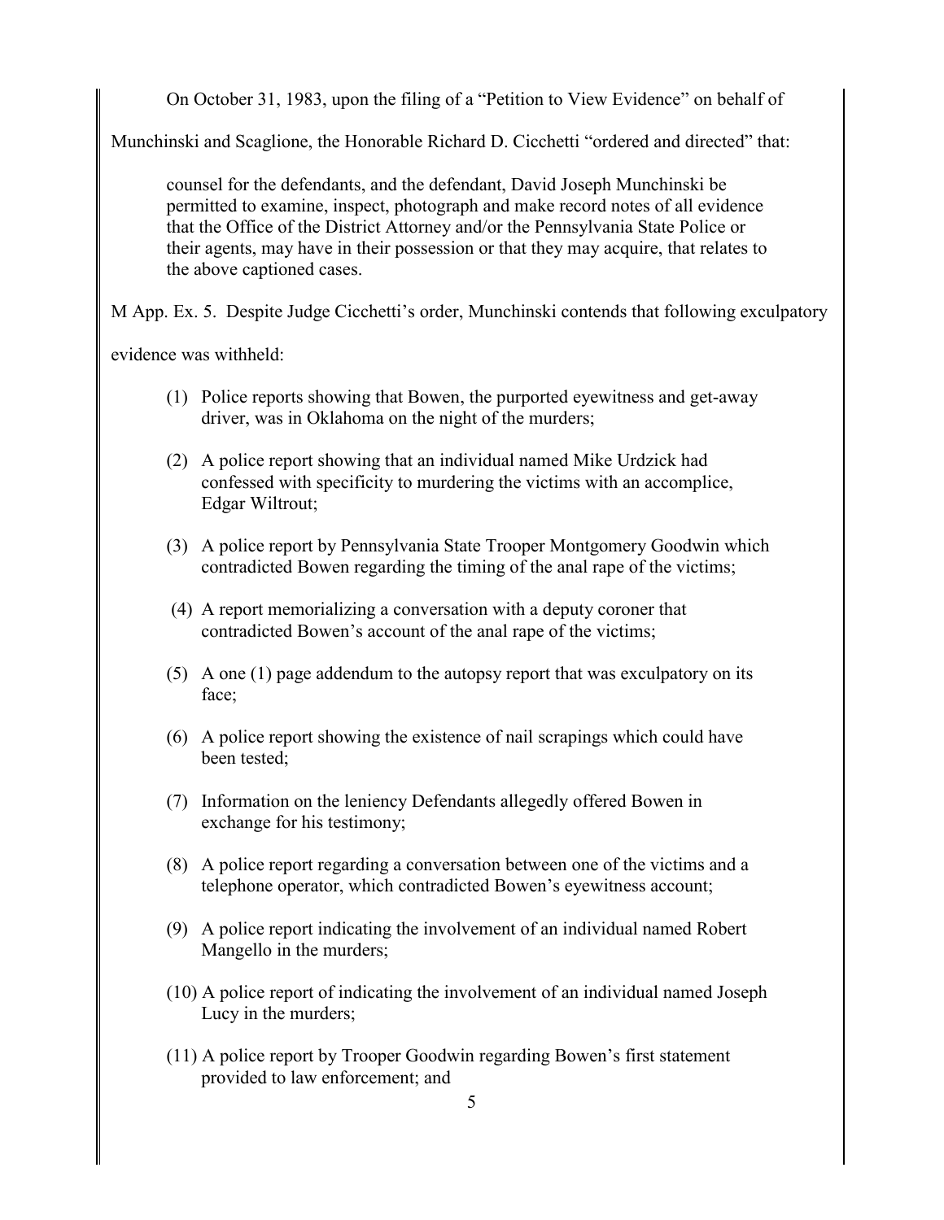On October 31, 1983, upon the filing of a "Petition to View Evidence" on behalf of Munchinski and Scaglione, the Honorable Richard D. Cicchetti "ordered and directed" that:

> counsel for the defendants, and the defendant, David Joseph Munchinski be permitted to examine, inspect, photograph and make record notes of all evidence that the Office of the District Attorney and/or the Pennsylvania State Police or their agents, may have in their possession or that they may acquire, that relates to the above captioned cases.

M App. Ex. 5. Despite Judge Cicchetti's order, Munchinski contends that following exculpatory evidence was withheld:

(1) Police reports showing that Bowen, the purported eyewitness and get-away driver, was in Oklahoma on the night of the murders;

(2) A police report showing that an individual named Mike Urdzick had confessed with specificity to murdering the victims with an accomplice, Edgar Wiltrout;

(3) A police report by Pennsylvania State Trooper Montgomery Goodwin which contradicted Bowen regarding the timing of the anal rape of the victims;

(4) A report memorializing a conversation with a deputy coroner that contradicted Bowen's account of the anal rape of the victims;

(5) A one (1) page addendum to the autopsy report that was exculpatory on its face;

(6) A police report showing the existence of nail scrapings which could have been tested;

(7) Information on the leniency Defendants allegedly offered Bowen in exchange for his testimony;

(8) A police report regarding a conversation between one of the victims and a telephone operator, which contradicted Bowen's eyewitness account;

(9) A police report indicating the involvement of an individual named Robert Mangello in the murders;

(10) A police report of indicating the involvement of an individual named Joseph Lucy in the murders;

(11) A police report by Trooper Goodwin regarding Bowen's first statement provided to law enforcement; and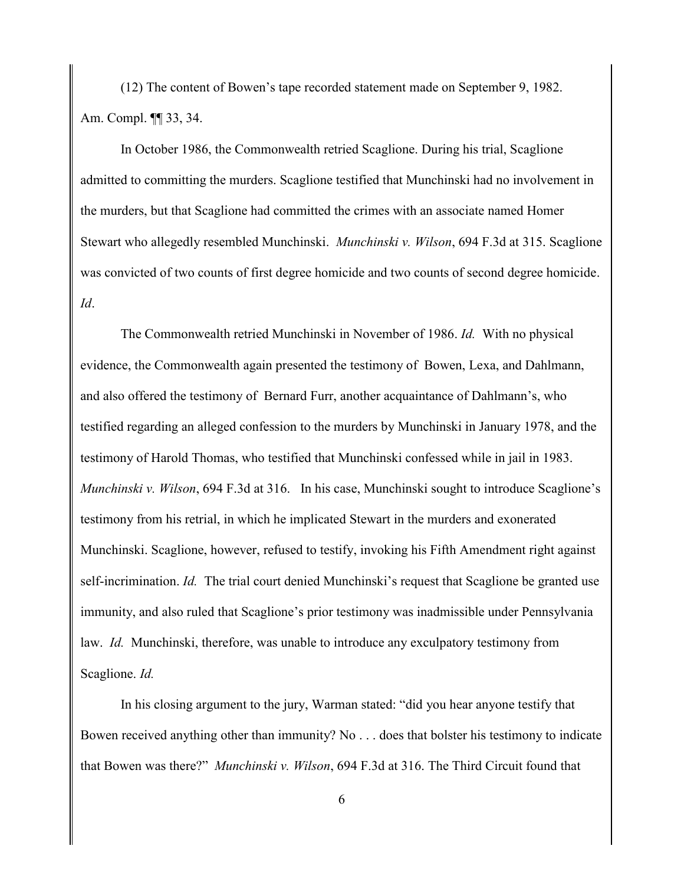(12) The content of Bowen's tape recorded statement made on September 9, 1982. Am. Compl. ¶¶ 33, 34.

In October 1986, the Commonwealth retried Scaglione. During his trial, Scaglione admitted to committing the murders. Scaglione testified that Munchinski had no involvement in the murders, but that Scaglione had committed the crimes with an associate named Homer Stewart who allegedly resembled Munchinski. *Munchinski v. Wilson*, 694 F.3d at 315. Scaglione was convicted of two counts of first degree homicide and two counts of second degree homicide. *Id*.

The Commonwealth retried Munchinski in November of 1986. *Id.* With no physical evidence, the Commonwealth again presented the testimony of Bowen, Lexa, and Dahlmann, and also offered the testimony of Bernard Furr, another acquaintance of Dahlmann's, who testified regarding an alleged confession to the murders by Munchinski in January 1978, and the testimony of Harold Thomas, who testified that Munchinski confessed while in jail in 1983. *Munchinski v. Wilson*, 694 F.3d at 316. In his case, Munchinski sought to introduce Scaglione's testimony from his retrial, in which he implicated Stewart in the murders and exonerated Munchinski. Scaglione, however, refused to testify, invoking his Fifth Amendment right against self-incrimination. *Id.* The trial court denied Munchinski's request that Scaglione be granted use immunity, and also ruled that Scaglione's prior testimony was inadmissible under Pennsylvania law. *Id.* Munchinski, therefore, was unable to introduce any exculpatory testimony from Scaglione. *Id.*

In his closing argument to the jury, Warman stated: "did you hear anyone testify that Bowen received anything other than immunity? No . . . does that bolster his testimony to indicate that Bowen was there?" *Munchinski v. Wilson*, 694 F.3d at 316. The Third Circuit found that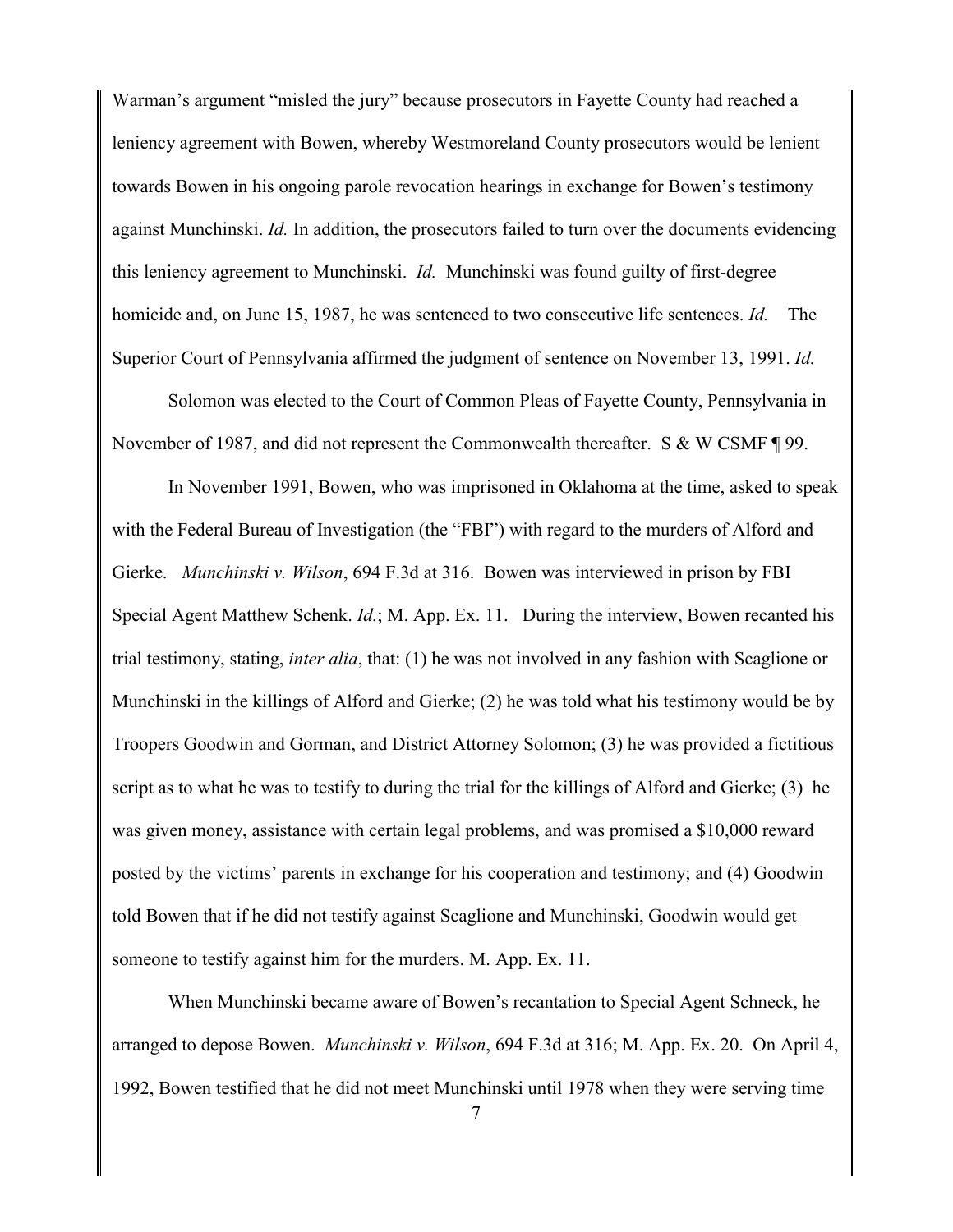Warman's argument "misled the jury" because prosecutors in Fayette County had reached a leniency agreement with Bowen, whereby Westmoreland County prosecutors would be lenient towards Bowen in his ongoing parole revocation hearings in exchange for Bowen's testimony against Munchinski. *Id.* In addition, the prosecutors failed to turn over the documents evidencing this leniency agreement to Munchinski. *Id.* Munchinski was found guilty of first-degree homicide and, on June 15, 1987, he was sentenced to two consecutive life sentences. *Id.* The Superior Court of Pennsylvania affirmed the judgment of sentence on November 13, 1991. *Id.*

Solomon was elected to the Court of Common Pleas of Fayette County, Pennsylvania in November of 1987, and did not represent the Commonwealth thereafter. S & W CSMF ¶ 99.

In November 1991, Bowen, who was imprisoned in Oklahoma at the time, asked to speak with the Federal Bureau of Investigation (the "FBI") with regard to the murders of Alford and Gierke. *Munchinski v. Wilson*, 694 F.3d at 316. Bowen was interviewed in prison by FBI Special Agent Matthew Schenk. *Id.*; M. App. Ex. 11. During the interview, Bowen recanted his trial testimony, stating, *inter alia*, that: (1) he was not involved in any fashion with Scaglione or Munchinski in the killings of Alford and Gierke; (2) he was told what his testimony would be by Troopers Goodwin and Gorman, and District Attorney Solomon; (3) he was provided a fictitious script as to what he was to testify to during the trial for the killings of Alford and Gierke; (3) he was given money, assistance with certain legal problems, and was promised a $10,000 reward posted by the victims' parents in exchange for his cooperation and testimony; and (4) Goodwin told Bowen that if he did not testify against Scaglione and Munchinski, Goodwin would get someone to testify against him for the murders. M. App. Ex. 11.

When Munchinski became aware of Bowen's recantation to Special Agent Schneck, he arranged to depose Bowen. *Munchinski v. Wilson*, 694 F.3d at 316; M. App. Ex. 20. On April 4, 1992, Bowen testified that he did not meet Munchinski until 1978 when they were serving time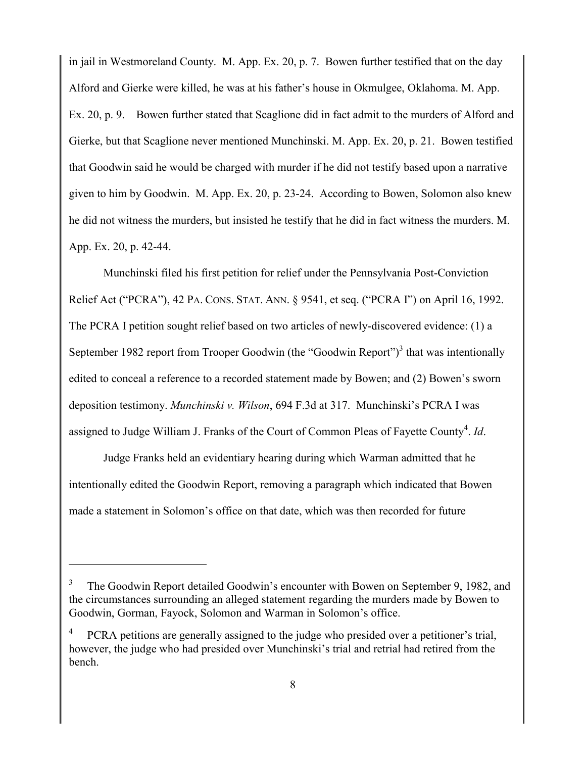in jail in Westmoreland County. M. App. Ex. 20, p. 7. Bowen further testified that on the day Alford and Gierke were killed, he was at his father's house in Okmulgee, Oklahoma. M. App. Ex. 20, p. 9. Bowen further stated that Scaglione did in fact admit to the murders of Alford and Gierke, but that Scaglione never mentioned Munchinski. M. App. Ex. 20, p. 21. Bowen testified that Goodwin said he would be charged with murder if he did not testify based upon a narrative given to him by Goodwin. M. App. Ex. 20, p. 23-24. According to Bowen, Solomon also knew he did not witness the murders, but insisted he testify that he did in fact witness the murders. M. App. Ex. 20, p. 42-44.

Munchinski filed his first petition for relief under the Pennsylvania Post-Conviction Relief Act ("PCRA"), 42 PA. CONS. STAT. ANN. § 9541, et seq. ("PCRA I") on April 16, 1992. The PCRA I petition sought relief based on two articles of newly-discovered evidence: (1) a September 1982 report from Trooper Goodwin (the "Goodwin Report")[3] that was intentionally edited to conceal a reference to a recorded statement made by Bowen; and (2) Bowen's sworn deposition testimony. *Munchinski v. Wilson*, 694 F.3d at 317. Munchinski's PCRA I was assigned to Judge William J. Franks of the Court of Common Pleas of Fayette County[4]. *Id*.

Judge Franks held an evidentiary hearing during which Warman admitted that he intentionally edited the Goodwin Report, removing a paragraph which indicated that Bowen made a statement in Solomon's office on that date, which was then recorded for future

---

[3] The Goodwin Report detailed Goodwin's encounter with Bowen on September 9, 1982, and the circumstances surrounding an alleged statement regarding the murders made by Bowen to Goodwin, Gorman, Fayock, Solomon and Warman in Solomon's office.

[4] PCRA petitions are generally assigned to the judge who presided over a petitioner's trial, however, the judge who had presided over Munchinski's trial and retrial had retired from the bench.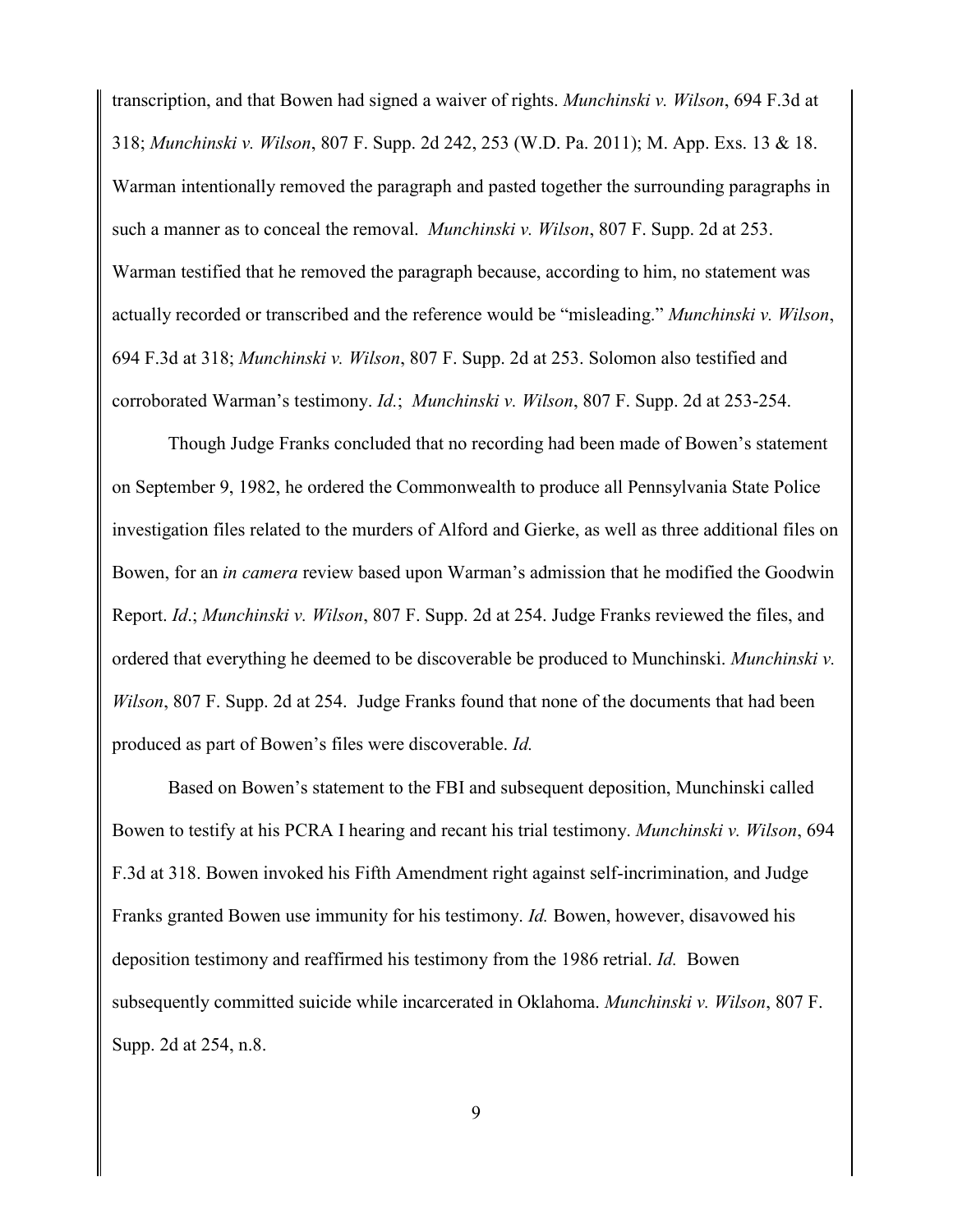transcription, and that Bowen had signed a waiver of rights. *Munchinski v. Wilson*, 694 F.3d at 318; *Munchinski v. Wilson*, 807 F. Supp. 2d 242, 253 (W.D. Pa. 2011); M. App. Exs. 13 & 18. Warman intentionally removed the paragraph and pasted together the surrounding paragraphs in such a manner as to conceal the removal. *Munchinski v. Wilson*, 807 F. Supp. 2d at 253. Warman testified that he removed the paragraph because, according to him, no statement was actually recorded or transcribed and the reference would be "misleading." *Munchinski v. Wilson*, 694 F.3d at 318; *Munchinski v. Wilson*, 807 F. Supp. 2d at 253. Solomon also testified and corroborated Warman's testimony. *Id.*; *Munchinski v. Wilson*, 807 F. Supp. 2d at 253-254.

Though Judge Franks concluded that no recording had been made of Bowen's statement on September 9, 1982, he ordered the Commonwealth to produce all Pennsylvania State Police investigation files related to the murders of Alford and Gierke, as well as three additional files on Bowen, for an *in camera* review based upon Warman's admission that he modified the Goodwin Report. *Id*.; *Munchinski v. Wilson*, 807 F. Supp. 2d at 254. Judge Franks reviewed the files, and ordered that everything he deemed to be discoverable be produced to Munchinski. *Munchinski v. Wilson*, 807 F. Supp. 2d at 254. Judge Franks found that none of the documents that had been produced as part of Bowen's files were discoverable. *Id.*

Based on Bowen's statement to the FBI and subsequent deposition, Munchinski called Bowen to testify at his PCRA I hearing and recant his trial testimony. *Munchinski v. Wilson*, 694 F.3d at 318. Bowen invoked his Fifth Amendment right against self-incrimination, and Judge Franks granted Bowen use immunity for his testimony. *Id.* Bowen, however, disavowed his deposition testimony and reaffirmed his testimony from the 1986 retrial. *Id.* Bowen subsequently committed suicide while incarcerated in Oklahoma. *Munchinski v. Wilson*, 807 F. Supp. 2d at 254, n.8.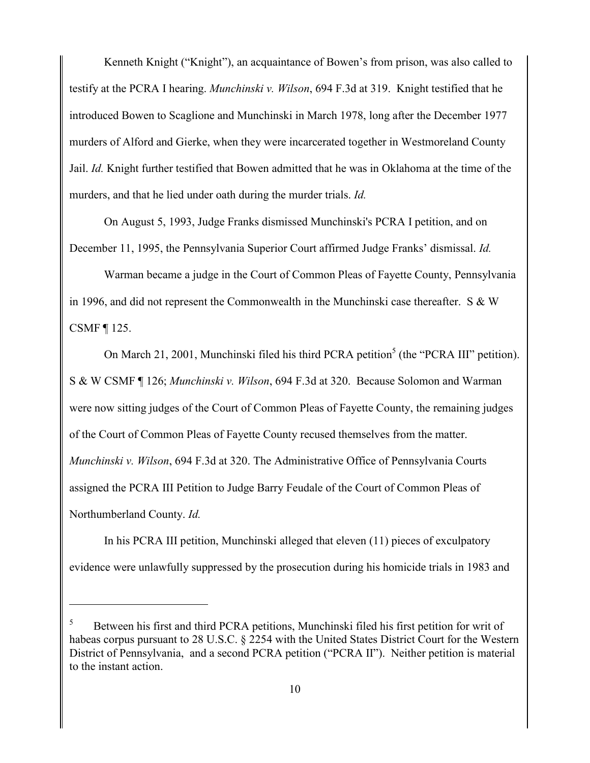Kenneth Knight ("Knight"), an acquaintance of Bowen's from prison, was also called to testify at the PCRA I hearing. *Munchinski v. Wilson*, 694 F.3d at 319. Knight testified that he introduced Bowen to Scaglione and Munchinski in March 1978, long after the December 1977 murders of Alford and Gierke, when they were incarcerated together in Westmoreland County Jail. *Id.* Knight further testified that Bowen admitted that he was in Oklahoma at the time of the murders, and that he lied under oath during the murder trials. *Id.*

On August 5, 1993, Judge Franks dismissed Munchinski's PCRA I petition, and on December 11, 1995, the Pennsylvania Superior Court affirmed Judge Franks' dismissal. *Id.*

Warman became a judge in the Court of Common Pleas of Fayette County, Pennsylvania in 1996, and did not represent the Commonwealth in the Munchinski case thereafter. S & W CSMF ¶ 125.

On March 21, 2001, Munchinski filed his third PCRA petition[5] (the "PCRA III" petition). S & W CSMF ¶ 126; *Munchinski v. Wilson*, 694 F.3d at 320. Because Solomon and Warman were now sitting judges of the Court of Common Pleas of Fayette County, the remaining judges of the Court of Common Pleas of Fayette County recused themselves from the matter. *Munchinski v. Wilson*, 694 F.3d at 320. The Administrative Office of Pennsylvania Courts assigned the PCRA III Petition to Judge Barry Feudale of the Court of Common Pleas of Northumberland County. *Id.*

In his PCRA III petition, Munchinski alleged that eleven (11) pieces of exculpatory evidence were unlawfully suppressed by the prosecution during his homicide trials in 1983 and

---

[5] Between his first and third PCRA petitions, Munchinski filed his first petition for writ of habeas corpus pursuant to 28 U.S.C. § 2254 with the United States District Court for the Western District of Pennsylvania, and a second PCRA petition ("PCRA II"). Neither petition is material to the instant action.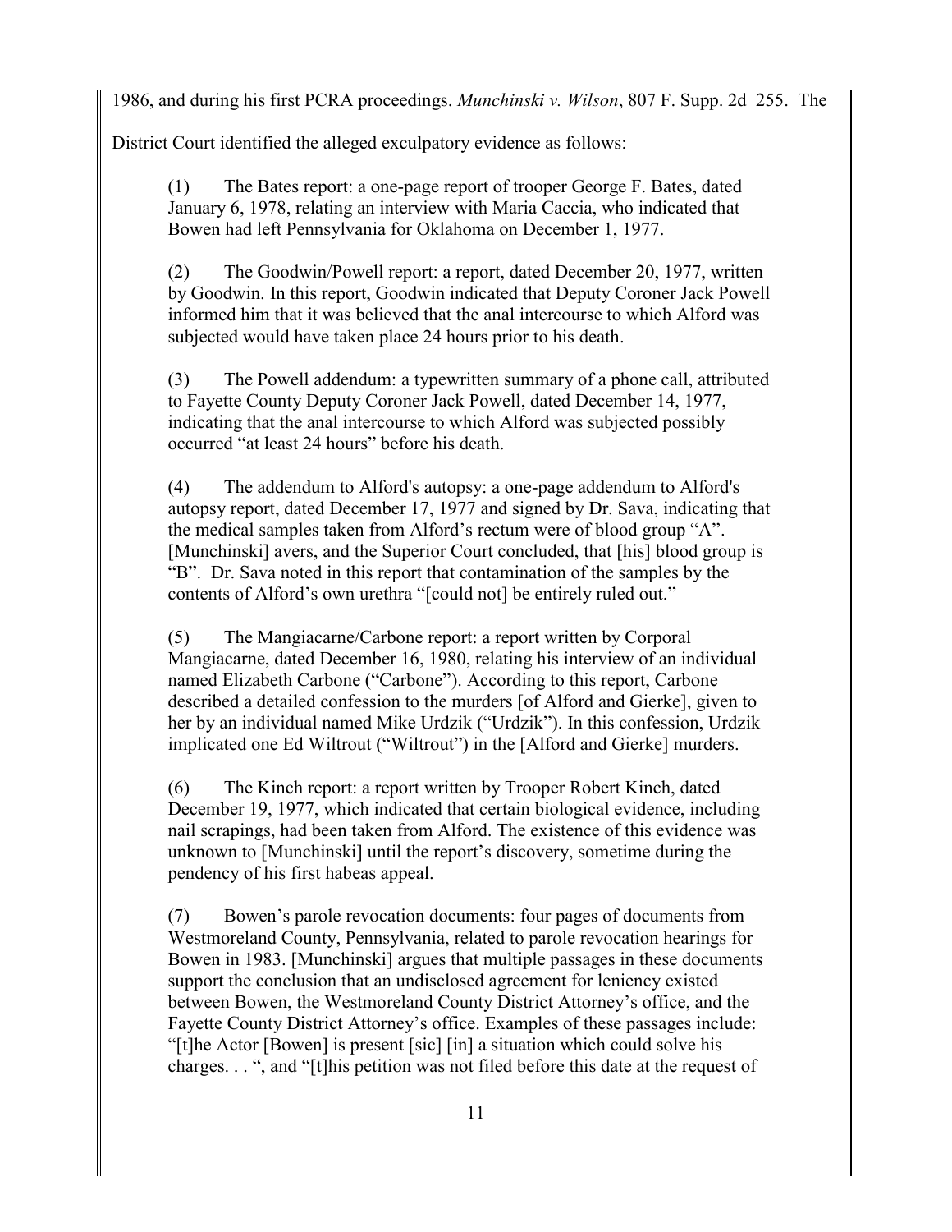1986, and during his first PCRA proceedings. *Munchinski v. Wilson*, 807 F. Supp. 2d 255. The District Court identified the alleged exculpatory evidence as follows:

> (1) The Bates report: a one-page report of trooper George F. Bates, dated January 6, 1978, relating an interview with Maria Caccia, who indicated that Bowen had left Pennsylvania for Oklahoma on December 1, 1977.
>
> (2) The Goodwin/Powell report: a report, dated December 20, 1977, written by Goodwin. In this report, Goodwin indicated that Deputy Coroner Jack Powell informed him that it was believed that the anal intercourse to which Alford was subjected would have taken place 24 hours prior to his death.
>
> (3) The Powell addendum: a typewritten summary of a phone call, attributed to Fayette County Deputy Coroner Jack Powell, dated December 14, 1977, indicating that the anal intercourse to which Alford was subjected possibly occurred "at least 24 hours" before his death.
>
> (4) The addendum to Alford's autopsy: a one-page addendum to Alford's autopsy report, dated December 17, 1977 and signed by Dr. Sava, indicating that the medical samples taken from Alford's rectum were of blood group "A". [Munchinski] avers, and the Superior Court concluded, that [his] blood group is "B". Dr. Sava noted in this report that contamination of the samples by the contents of Alford's own urethra "[could not] be entirely ruled out."
>
> (5) The Mangiacarne/Carbone report: a report written by Corporal Mangiacarne, dated December 16, 1980, relating his interview of an individual named Elizabeth Carbone ("Carbone"). According to this report, Carbone described a detailed confession to the murders [of Alford and Gierke], given to her by an individual named Mike Urdzik ("Urdzik"). In this confession, Urdzik implicated one Ed Wiltrout ("Wiltrout") in the [Alford and Gierke] murders.
>
> (6) The Kinch report: a report written by Trooper Robert Kinch, dated December 19, 1977, which indicated that certain biological evidence, including nail scrapings, had been taken from Alford. The existence of this evidence was unknown to [Munchinski] until the report's discovery, sometime during the pendency of his first habeas appeal.
>
> (7) Bowen's parole revocation documents: four pages of documents from Westmoreland County, Pennsylvania, related to parole revocation hearings for Bowen in 1983. [Munchinski] argues that multiple passages in these documents support the conclusion that an undisclosed agreement for leniency existed between Bowen, the Westmoreland County District Attorney's office, and the Fayette County District Attorney's office. Examples of these passages include: "[t]he Actor [Bowen] is present [sic] [in] a situation which could solve his charges. . . ", and "[t]his petition was not filed before this date at the request of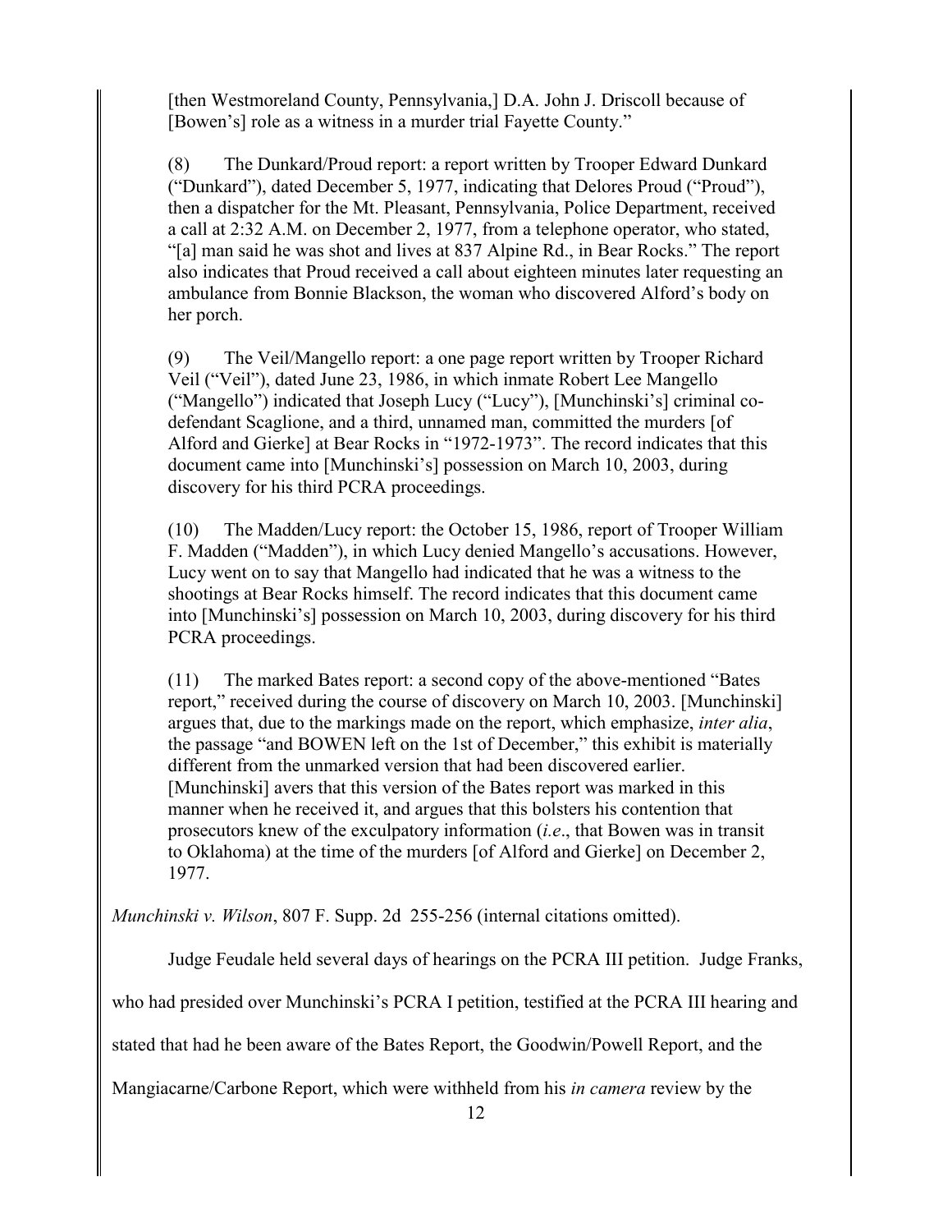[then Westmoreland County, Pennsylvania,] D.A. John J. Driscoll because of [Bowen's] role as a witness in a murder trial Fayette County."

(8) The Dunkard/Proud report: a report written by Trooper Edward Dunkard ("Dunkard"), dated December 5, 1977, indicating that Delores Proud ("Proud"), then a dispatcher for the Mt. Pleasant, Pennsylvania, Police Department, received a call at 2:32 A.M. on December 2, 1977, from a telephone operator, who stated, "[a] man said he was shot and lives at 837 Alpine Rd., in Bear Rocks." The report also indicates that Proud received a call about eighteen minutes later requesting an ambulance from Bonnie Blackson, the woman who discovered Alford's body on her porch.

(9) The Veil/Mangello report: a one page report written by Trooper Richard Veil ("Veil"), dated June 23, 1986, in which inmate Robert Lee Mangello ("Mangello") indicated that Joseph Lucy ("Lucy"), [Munchinski's] criminal co-defendant Scaglione, and a third, unnamed man, committed the murders [of Alford and Gierke] at Bear Rocks in "1972-1973". The record indicates that this document came into [Munchinski's] possession on March 10, 2003, during discovery for his third PCRA proceedings.

(10) The Madden/Lucy report: the October 15, 1986, report of Trooper William F. Madden ("Madden"), in which Lucy denied Mangello's accusations. However, Lucy went on to say that Mangello had indicated that he was a witness to the shootings at Bear Rocks himself. The record indicates that this document came into [Munchinski's] possession on March 10, 2003, during discovery for his third PCRA proceedings.

(11) The marked Bates report: a second copy of the above-mentioned "Bates report," received during the course of discovery on March 10, 2003. [Munchinski] argues that, due to the markings made on the report, which emphasize, *inter alia*, the passage "and BOWEN left on the 1st of December," this exhibit is materially different from the unmarked version that had been discovered earlier. [Munchinski] avers that this version of the Bates report was marked in this manner when he received it, and argues that this bolsters his contention that prosecutors knew of the exculpatory information (*i.e*., that Bowen was in transit to Oklahoma) at the time of the murders [of Alford and Gierke] on December 2, 1977.

*Munchinski v. Wilson*, 807 F. Supp. 2d 255-256 (internal citations omitted).

Judge Feudale held several days of hearings on the PCRA III petition. Judge Franks, who had presided over Munchinski's PCRA I petition, testified at the PCRA III hearing and stated that had he been aware of the Bates Report, the Goodwin/Powell Report, and the Mangiacarne/Carbone Report, which were withheld from his *in camera* review by the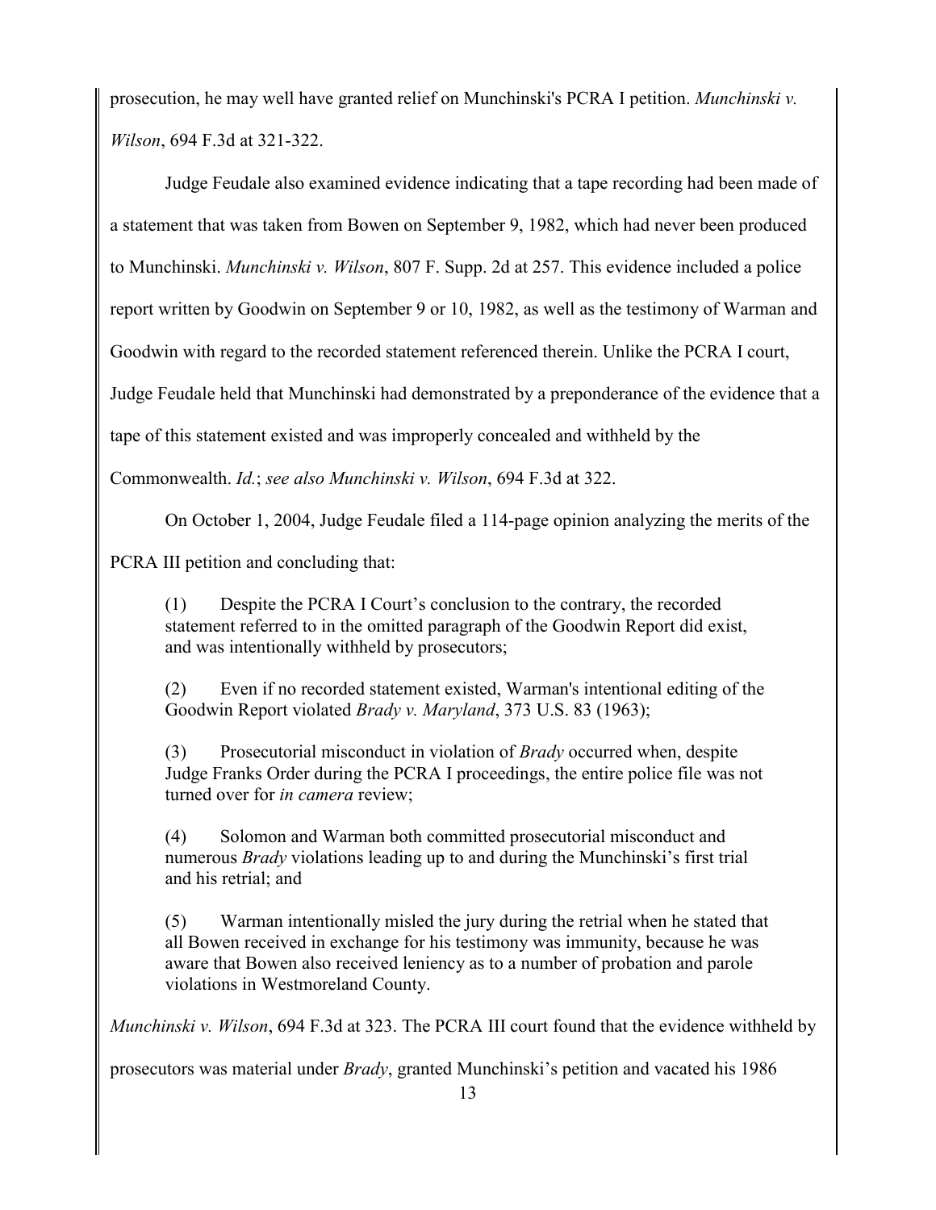prosecution, he may well have granted relief on Munchinski's PCRA I petition. *Munchinski v. Wilson*, 694 F.3d at 321-322.

Judge Feudale also examined evidence indicating that a tape recording had been made of a statement that was taken from Bowen on September 9, 1982, which had never been produced to Munchinski. *Munchinski v. Wilson*, 807 F. Supp. 2d at 257. This evidence included a police report written by Goodwin on September 9 or 10, 1982, as well as the testimony of Warman and Goodwin with regard to the recorded statement referenced therein. Unlike the PCRA I court, Judge Feudale held that Munchinski had demonstrated by a preponderance of the evidence that a tape of this statement existed and was improperly concealed and withheld by the Commonwealth. *Id.*; *see also Munchinski v. Wilson*, 694 F.3d at 322.

On October 1, 2004, Judge Feudale filed a 114-page opinion analyzing the merits of the PCRA III petition and concluding that:

> (1) Despite the PCRA I Court's conclusion to the contrary, the recorded statement referred to in the omitted paragraph of the Goodwin Report did exist, and was intentionally withheld by prosecutors;
>
> (2) Even if no recorded statement existed, Warman's intentional editing of the Goodwin Report violated *Brady v. Maryland*, 373 U.S. 83 (1963);
>
> (3) Prosecutorial misconduct in violation of *Brady* occurred when, despite Judge Franks Order during the PCRA I proceedings, the entire police file was not turned over for *in camera* review;
>
> (4) Solomon and Warman both committed prosecutorial misconduct and numerous *Brady* violations leading up to and during the Munchinski's first trial and his retrial; and
>
> (5) Warman intentionally misled the jury during the retrial when he stated that all Bowen received in exchange for his testimony was immunity, because he was aware that Bowen also received leniency as to a number of probation and parole violations in Westmoreland County.

*Munchinski v. Wilson*, 694 F.3d at 323. The PCRA III court found that the evidence withheld by prosecutors was material under *Brady*, granted Munchinski's petition and vacated his 1986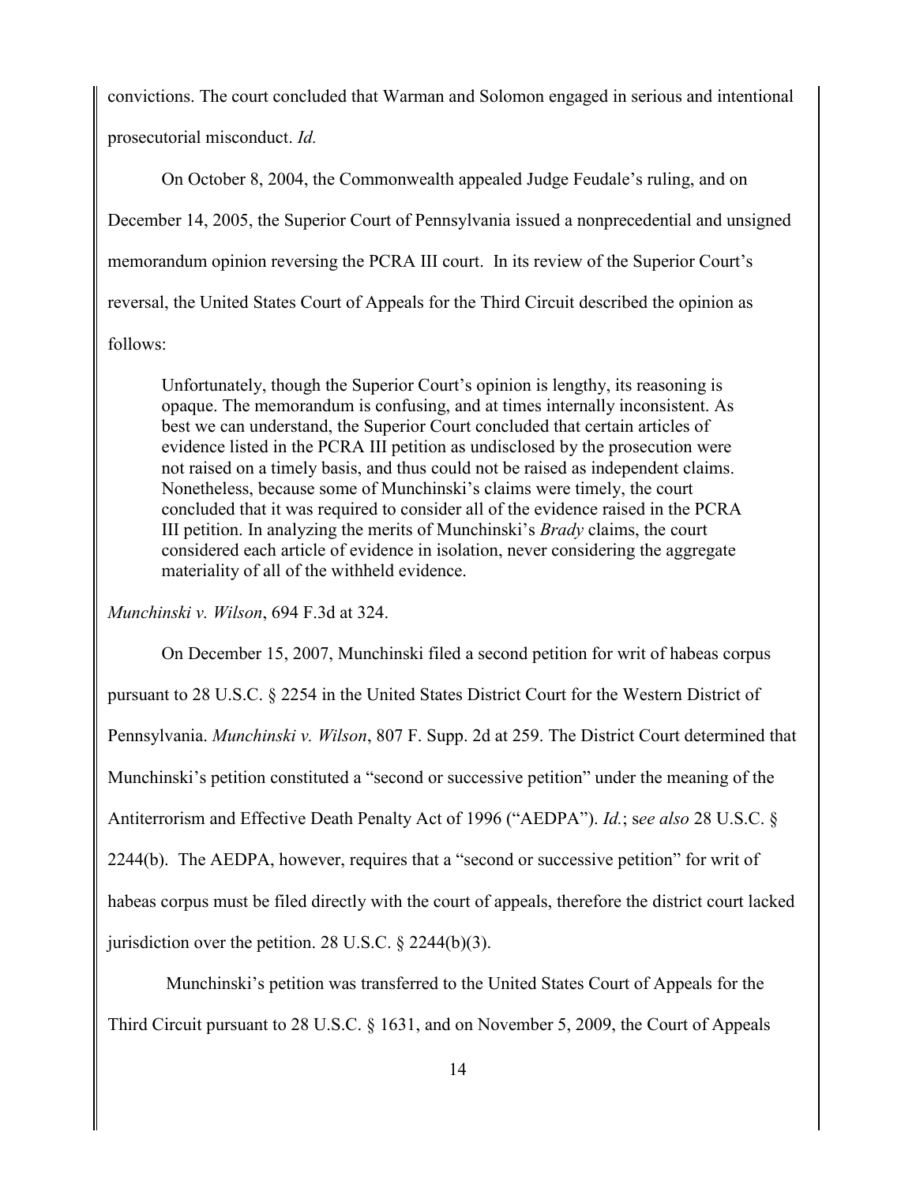convictions. The court concluded that Warman and Solomon engaged in serious and intentional prosecutorial misconduct. *Id.*

On October 8, 2004, the Commonwealth appealed Judge Feudale's ruling, and on December 14, 2005, the Superior Court of Pennsylvania issued a nonprecedential and unsigned memorandum opinion reversing the PCRA III court. In its review of the Superior Court's reversal, the United States Court of Appeals for the Third Circuit described the opinion as follows:

> Unfortunately, though the Superior Court's opinion is lengthy, its reasoning is opaque. The memorandum is confusing, and at times internally inconsistent. As best we can understand, the Superior Court concluded that certain articles of evidence listed in the PCRA III petition as undisclosed by the prosecution were not raised on a timely basis, and thus could not be raised as independent claims. Nonetheless, because some of Munchinski's claims were timely, the court concluded that it was required to consider all of the evidence raised in the PCRA III petition. In analyzing the merits of Munchinski's *Brady* claims, the court considered each article of evidence in isolation, never considering the aggregate materiality of all of the withheld evidence.

*Munchinski v. Wilson*, 694 F.3d at 324.

On December 15, 2007, Munchinski filed a second petition for writ of habeas corpus pursuant to 28 U.S.C. § 2254 in the United States District Court for the Western District of Pennsylvania. *Munchinski v. Wilson*, 807 F. Supp. 2d at 259. The District Court determined that Munchinski's petition constituted a "second or successive petition" under the meaning of the Antiterrorism and Effective Death Penalty Act of 1996 ("AEDPA"). *Id.*; s*ee also* 28 U.S.C. § 2244(b). The AEDPA, however, requires that a "second or successive petition" for writ of habeas corpus must be filed directly with the court of appeals, therefore the district court lacked jurisdiction over the petition. 28 U.S.C. § 2244(b)(3).

Munchinski's petition was transferred to the United States Court of Appeals for the Third Circuit pursuant to 28 U.S.C. § 1631, and on November 5, 2009, the Court of Appeals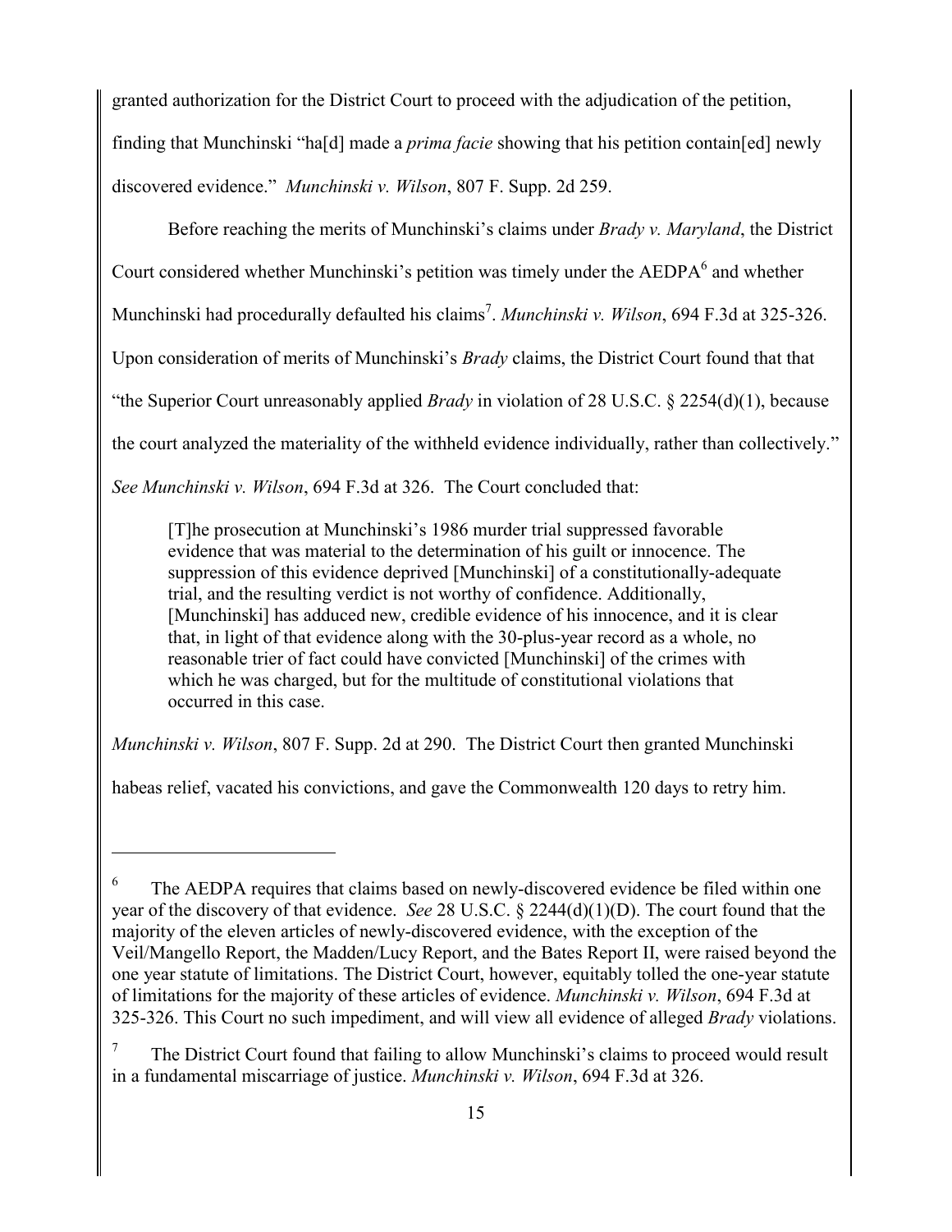granted authorization for the District Court to proceed with the adjudication of the petition, finding that Munchinski "ha[d] made a *prima facie* showing that his petition contain[ed] newly discovered evidence." *Munchinski v. Wilson*, 807 F. Supp. 2d 259.

Before reaching the merits of Munchinski's claims under *Brady v. Maryland*, the District Court considered whether Munchinski's petition was timely under the AEDPA[6] and whether Munchinski had procedurally defaulted his claims[7]. *Munchinski v. Wilson*, 694 F.3d at 325-326. Upon consideration of merits of Munchinski's *Brady* claims, the District Court found that that "the Superior Court unreasonably applied *Brady* in violation of 28 U.S.C. § 2254(d)(1), because the court analyzed the materiality of the withheld evidence individually, rather than collectively." *See Munchinski v. Wilson*, 694 F.3d at 326. The Court concluded that:

> [T]he prosecution at Munchinski's 1986 murder trial suppressed favorable evidence that was material to the determination of his guilt or innocence. The suppression of this evidence deprived [Munchinski] of a constitutionally-adequate trial, and the resulting verdict is not worthy of confidence. Additionally, [Munchinski] has adduced new, credible evidence of his innocence, and it is clear that, in light of that evidence along with the 30-plus-year record as a whole, no reasonable trier of fact could have convicted [Munchinski] of the crimes with which he was charged, but for the multitude of constitutional violations that occurred in this case.

*Munchinski v. Wilson*, 807 F. Supp. 2d at 290. The District Court then granted Munchinski habeas relief, vacated his convictions, and gave the Commonwealth 120 days to retry him.

---

[6] The AEDPA requires that claims based on newly-discovered evidence be filed within one year of the discovery of that evidence. *See* 28 U.S.C. § 2244(d)(1)(D). The court found that the majority of the eleven articles of newly-discovered evidence, with the exception of the Veil/Mangello Report, the Madden/Lucy Report, and the Bates Report II, were raised beyond the one year statute of limitations. The District Court, however, equitably tolled the one-year statute of limitations for the majority of these articles of evidence. *Munchinski v. Wilson*, 694 F.3d at 325-326. This Court no such impediment, and will view all evidence of alleged *Brady* violations.

[7] The District Court found that failing to allow Munchinski's claims to proceed would result in a fundamental miscarriage of justice. *Munchinski v. Wilson*, 694 F.3d at 326.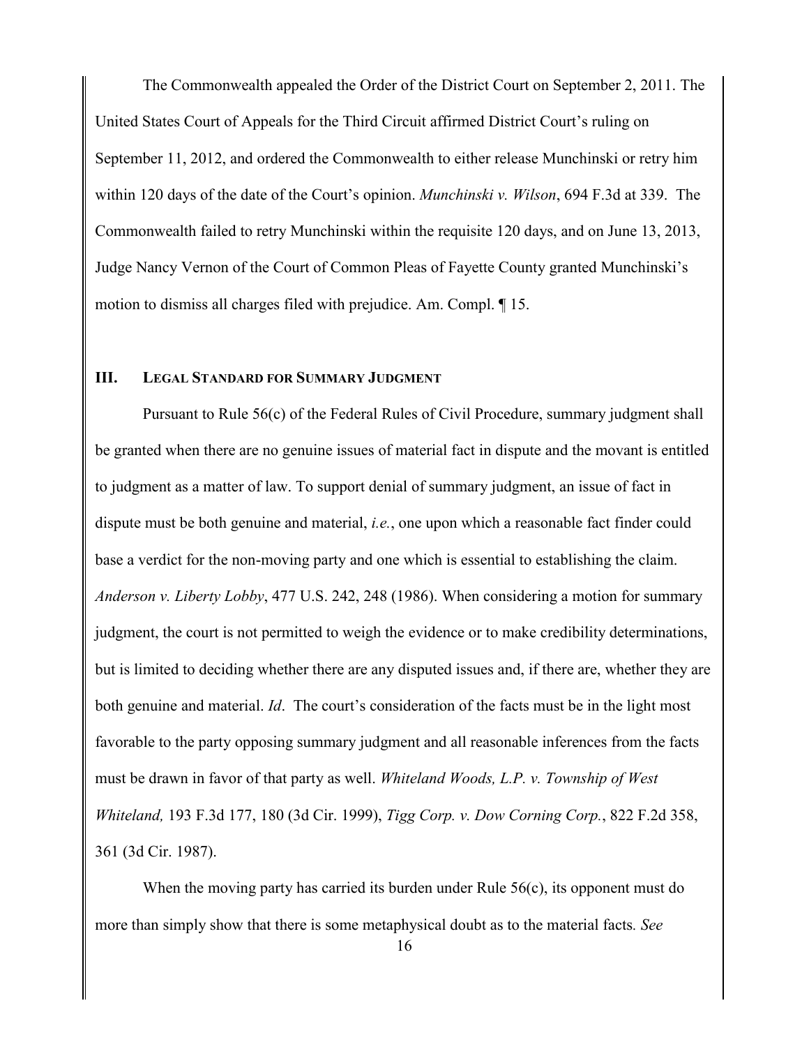The Commonwealth appealed the Order of the District Court on September 2, 2011. The United States Court of Appeals for the Third Circuit affirmed District Court's ruling on September 11, 2012, and ordered the Commonwealth to either release Munchinski or retry him within 120 days of the date of the Court's opinion. *Munchinski v. Wilson*, 694 F.3d at 339. The Commonwealth failed to retry Munchinski within the requisite 120 days, and on June 13, 2013, Judge Nancy Vernon of the Court of Common Pleas of Fayette County granted Munchinski's motion to dismiss all charges filed with prejudice. Am. Compl. ¶ 15.

## III. Legal Standard for Summary Judgment

Pursuant to Rule 56(c) of the Federal Rules of Civil Procedure, summary judgment shall be granted when there are no genuine issues of material fact in dispute and the movant is entitled to judgment as a matter of law. To support denial of summary judgment, an issue of fact in dispute must be both genuine and material, *i.e.*, one upon which a reasonable fact finder could base a verdict for the non-moving party and one which is essential to establishing the claim. *Anderson v. Liberty Lobby*, 477 U.S. 242, 248 (1986). When considering a motion for summary judgment, the court is not permitted to weigh the evidence or to make credibility determinations, but is limited to deciding whether there are any disputed issues and, if there are, whether they are both genuine and material. *Id*. The court's consideration of the facts must be in the light most favorable to the party opposing summary judgment and all reasonable inferences from the facts must be drawn in favor of that party as well. *Whiteland Woods, L.P. v. Township of West Whiteland,* 193 F.3d 177, 180 (3d Cir. 1999), *Tigg Corp. v. Dow Corning Corp.*, 822 F.2d 358, 361 (3d Cir. 1987).

When the moving party has carried its burden under Rule 56(c), its opponent must do more than simply show that there is some metaphysical doubt as to the material facts. *See*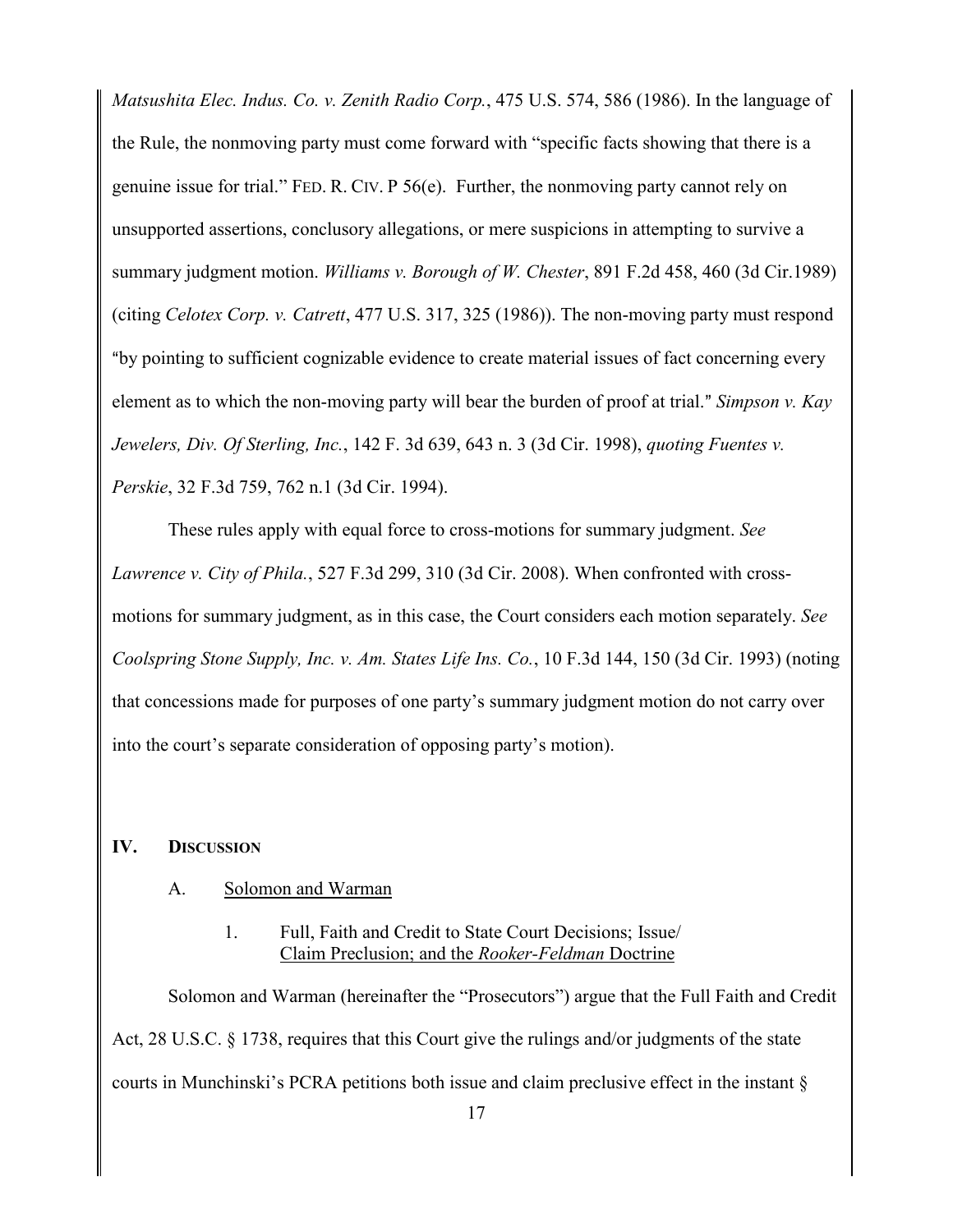*Matsushita Elec. Indus. Co. v. Zenith Radio Corp.*, 475 U.S. 574, 586 (1986). In the language of the Rule, the nonmoving party must come forward with "specific facts showing that there is a genuine issue for trial." FED. R. CIV. P 56(e). Further, the nonmoving party cannot rely on unsupported assertions, conclusory allegations, or mere suspicions in attempting to survive a summary judgment motion. *Williams v. Borough of W. Chester*, 891 F.2d 458, 460 (3d Cir.1989) (citing *Celotex Corp. v. Catrett*, 477 U.S. 317, 325 (1986)). The non-moving party must respond "by pointing to sufficient cognizable evidence to create material issues of fact concerning every element as to which the non-moving party will bear the burden of proof at trial." *Simpson v. Kay Jewelers, Div. Of Sterling, Inc.*, 142 F. 3d 639, 643 n. 3 (3d Cir. 1998), *quoting Fuentes v. Perskie*, 32 F.3d 759, 762 n.1 (3d Cir. 1994).

These rules apply with equal force to cross-motions for summary judgment. *See Lawrence v. City of Phila.*, 527 F.3d 299, 310 (3d Cir. 2008). When confronted with cross-motions for summary judgment, as in this case, the Court considers each motion separately. *See Coolspring Stone Supply, Inc. v. Am. States Life Ins. Co.*, 10 F.3d 144, 150 (3d Cir. 1993) (noting that concessions made for purposes of one party's summary judgment motion do not carry over into the court's separate consideration of opposing party's motion).

## IV. DISCUSSION

### A. Solomon and Warman

#### 1. Full, Faith and Credit to State Court Decisions; Issue/ Claim Preclusion; and the *Rooker-Feldman* Doctrine

Solomon and Warman (hereinafter the "Prosecutors") argue that the Full Faith and Credit Act, 28 U.S.C. § 1738, requires that this Court give the rulings and/or judgments of the state courts in Munchinski's PCRA petitions both issue and claim preclusive effect in the instant §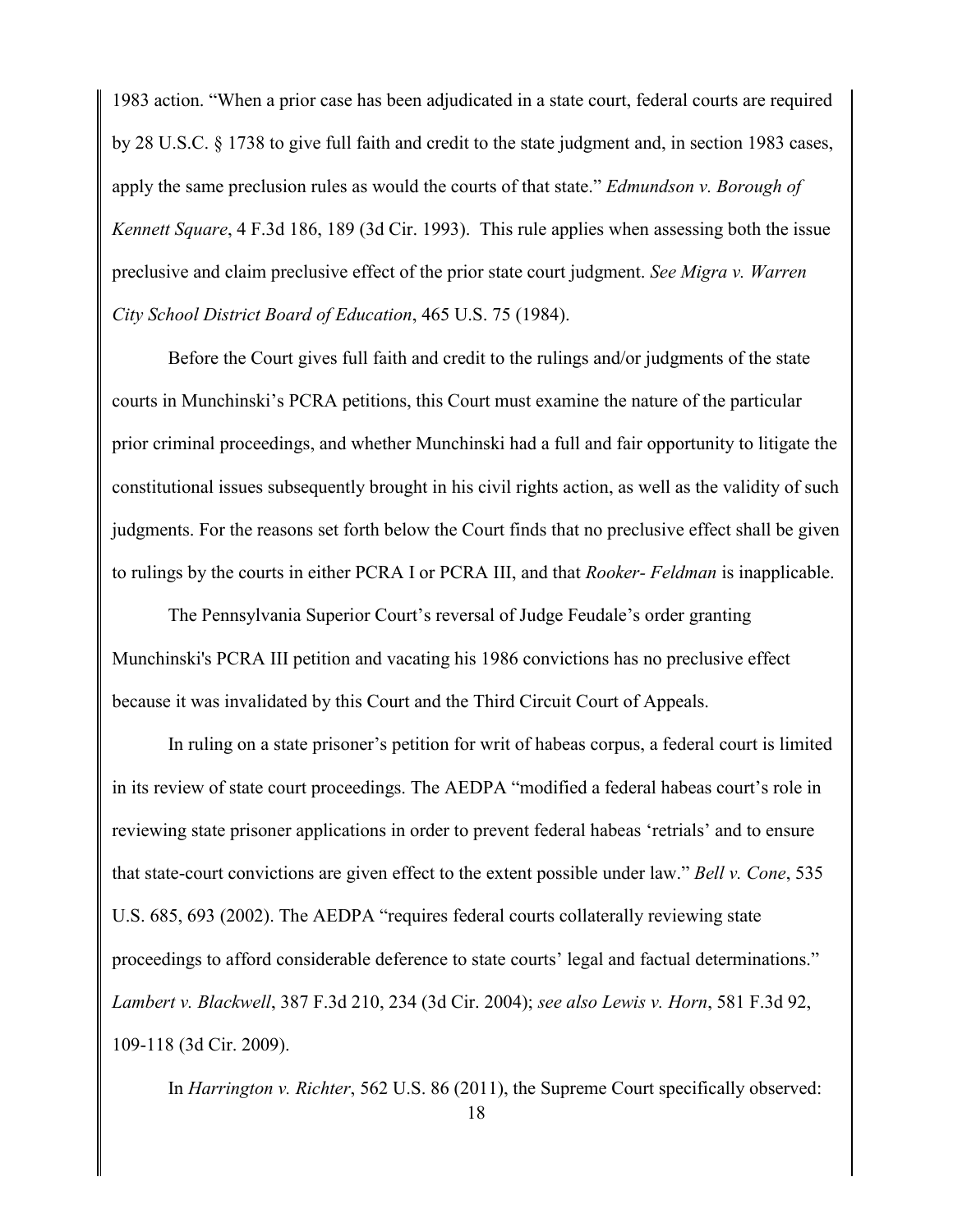1983 action. "When a prior case has been adjudicated in a state court, federal courts are required by 28 U.S.C. § 1738 to give full faith and credit to the state judgment and, in section 1983 cases, apply the same preclusion rules as would the courts of that state." *Edmundson v. Borough of Kennett Square*, 4 F.3d 186, 189 (3d Cir. 1993). This rule applies when assessing both the issue preclusive and claim preclusive effect of the prior state court judgment. *See Migra v. Warren City School District Board of Education*, 465 U.S. 75 (1984).

Before the Court gives full faith and credit to the rulings and/or judgments of the state courts in Munchinski's PCRA petitions, this Court must examine the nature of the particular prior criminal proceedings, and whether Munchinski had a full and fair opportunity to litigate the constitutional issues subsequently brought in his civil rights action, as well as the validity of such judgments. For the reasons set forth below the Court finds that no preclusive effect shall be given to rulings by the courts in either PCRA I or PCRA III, and that *Rooker- Feldman* is inapplicable.

The Pennsylvania Superior Court's reversal of Judge Feudale's order granting Munchinski's PCRA III petition and vacating his 1986 convictions has no preclusive effect because it was invalidated by this Court and the Third Circuit Court of Appeals.

In ruling on a state prisoner's petition for writ of habeas corpus, a federal court is limited in its review of state court proceedings. The AEDPA "modified a federal habeas court's role in reviewing state prisoner applications in order to prevent federal habeas 'retrials' and to ensure that state-court convictions are given effect to the extent possible under law." *Bell v. Cone*, 535 U.S. 685, 693 (2002). The AEDPA "requires federal courts collaterally reviewing state proceedings to afford considerable deference to state courts' legal and factual determinations." *Lambert v. Blackwell*, 387 F.3d 210, 234 (3d Cir. 2004); *see also Lewis v. Horn*, 581 F.3d 92, 109-118 (3d Cir. 2009).

In *Harrington v. Richter*, 562 U.S. 86 (2011), the Supreme Court specifically observed: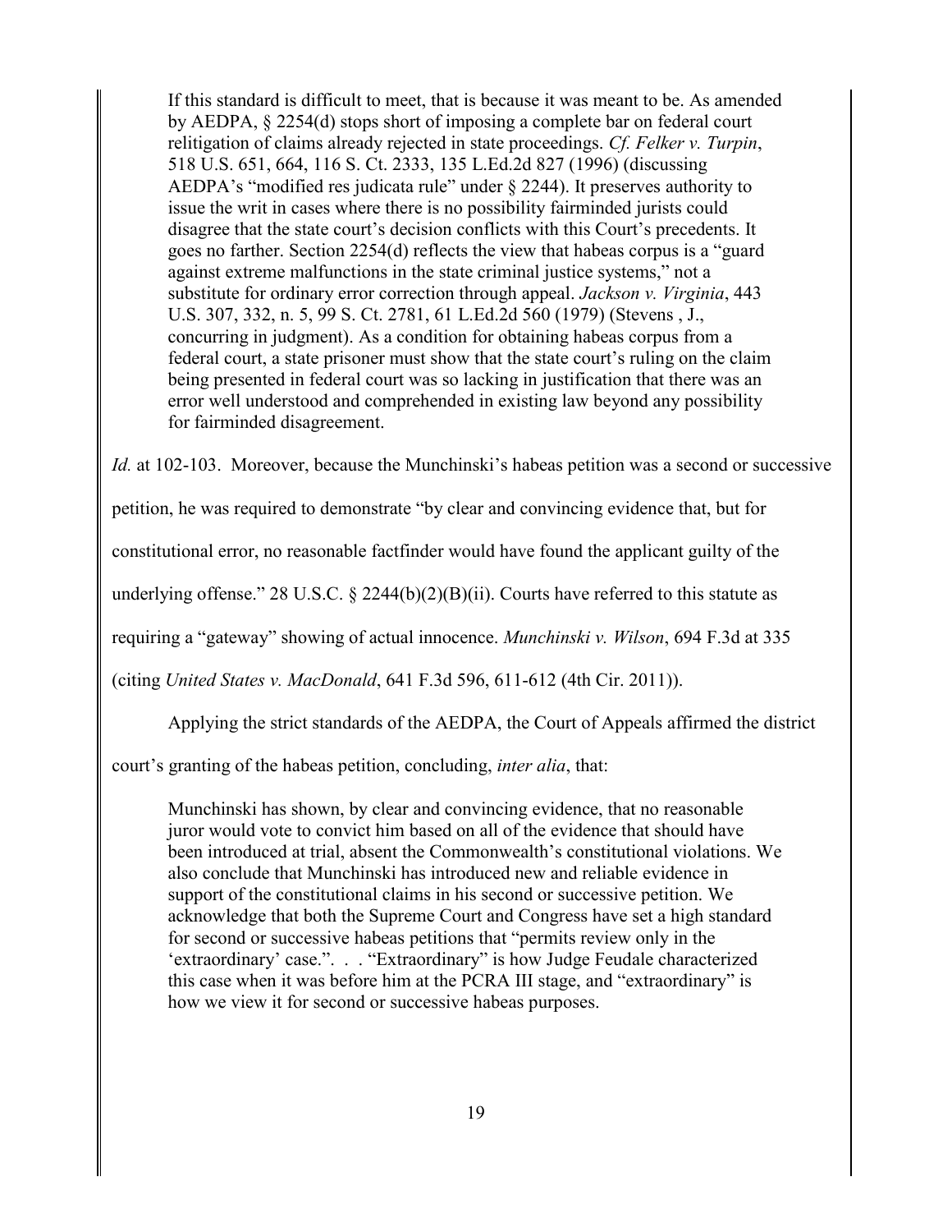> If this standard is difficult to meet, that is because it was meant to be. As amended by AEDPA, § 2254(d) stops short of imposing a complete bar on federal court relitigation of claims already rejected in state proceedings. *Cf. Felker v. Turpin*, 518 U.S. 651, 664, 116 S. Ct. 2333, 135 L.Ed.2d 827 (1996) (discussing AEDPA's "modified res judicata rule" under § 2244). It preserves authority to issue the writ in cases where there is no possibility fairminded jurists could disagree that the state court's decision conflicts with this Court's precedents. It goes no farther. Section 2254(d) reflects the view that habeas corpus is a "guard against extreme malfunctions in the state criminal justice systems," not a substitute for ordinary error correction through appeal. *Jackson v. Virginia*, 443 U.S. 307, 332, n. 5, 99 S. Ct. 2781, 61 L.Ed.2d 560 (1979) (Stevens , J., concurring in judgment). As a condition for obtaining habeas corpus from a federal court, a state prisoner must show that the state court's ruling on the claim being presented in federal court was so lacking in justification that there was an error well understood and comprehended in existing law beyond any possibility for fairminded disagreement.

*Id.* at 102-103. Moreover, because the Munchinski's habeas petition was a second or successive petition, he was required to demonstrate "by clear and convincing evidence that, but for constitutional error, no reasonable factfinder would have found the applicant guilty of the underlying offense." 28 U.S.C. § 2244(b)(2)(B)(ii). Courts have referred to this statute as requiring a "gateway" showing of actual innocence. *Munchinski v. Wilson*, 694 F.3d at 335 (citing *United States v. MacDonald*, 641 F.3d 596, 611-612 (4th Cir. 2011)).

Applying the strict standards of the AEDPA, the Court of Appeals affirmed the district court's granting of the habeas petition, concluding, *inter alia*, that:

> Munchinski has shown, by clear and convincing evidence, that no reasonable juror would vote to convict him based on all of the evidence that should have been introduced at trial, absent the Commonwealth's constitutional violations. We also conclude that Munchinski has introduced new and reliable evidence in support of the constitutional claims in his second or successive petition. We acknowledge that both the Supreme Court and Congress have set a high standard for second or successive habeas petitions that "permits review only in the 'extraordinary' case.". . . "Extraordinary" is how Judge Feudale characterized this case when it was before him at the PCRA III stage, and "extraordinary" is how we view it for second or successive habeas purposes.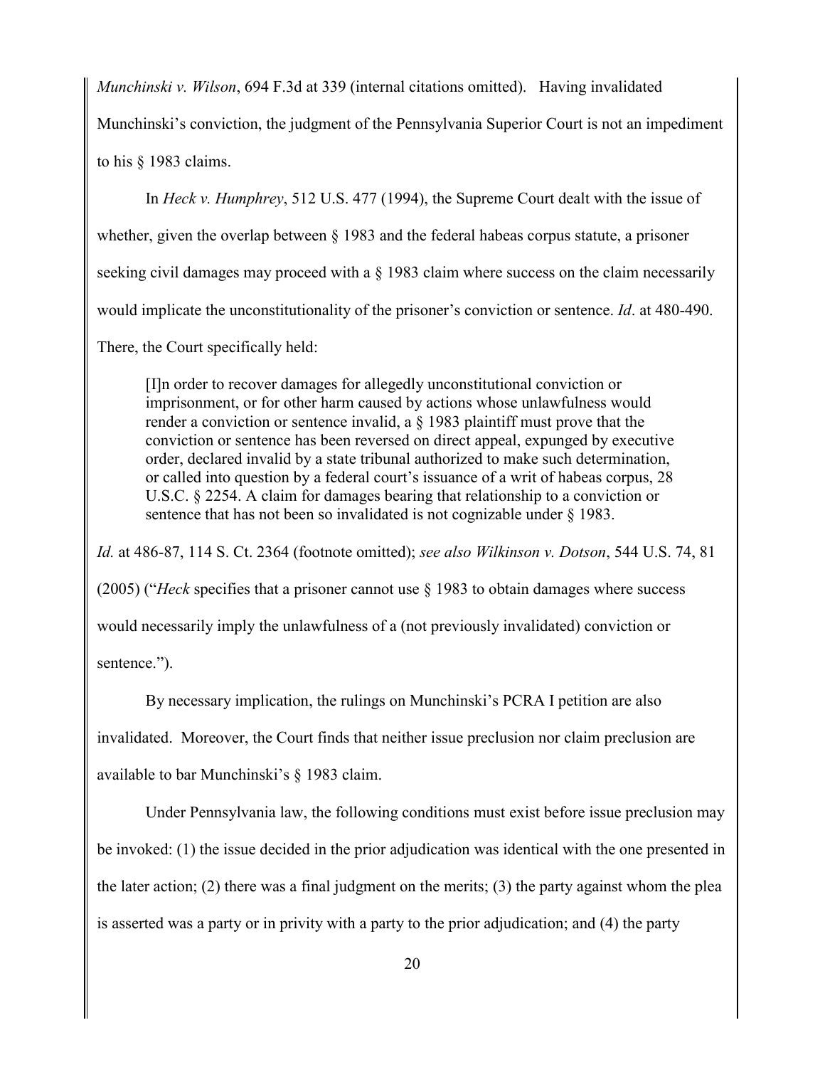*Munchinski v. Wilson*, 694 F.3d at 339 (internal citations omitted). Having invalidated Munchinski's conviction, the judgment of the Pennsylvania Superior Court is not an impediment to his § 1983 claims.

In *Heck v. Humphrey*, 512 U.S. 477 (1994), the Supreme Court dealt with the issue of whether, given the overlap between § 1983 and the federal habeas corpus statute, a prisoner seeking civil damages may proceed with a § 1983 claim where success on the claim necessarily would implicate the unconstitutionality of the prisoner's conviction or sentence. *Id*. at 480-490. There, the Court specifically held:

> [I]n order to recover damages for allegedly unconstitutional conviction or imprisonment, or for other harm caused by actions whose unlawfulness would render a conviction or sentence invalid, a § 1983 plaintiff must prove that the conviction or sentence has been reversed on direct appeal, expunged by executive order, declared invalid by a state tribunal authorized to make such determination, or called into question by a federal court's issuance of a writ of habeas corpus, 28 U.S.C. § 2254. A claim for damages bearing that relationship to a conviction or sentence that has not been so invalidated is not cognizable under § 1983.

*Id.* at 486-87, 114 S. Ct. 2364 (footnote omitted); *see also Wilkinson v. Dotson*, 544 U.S. 74, 81 (2005) ("*Heck* specifies that a prisoner cannot use § 1983 to obtain damages where success would necessarily imply the unlawfulness of a (not previously invalidated) conviction or sentence.").

By necessary implication, the rulings on Munchinski's PCRA I petition are also invalidated. Moreover, the Court finds that neither issue preclusion nor claim preclusion are available to bar Munchinski's § 1983 claim.

Under Pennsylvania law, the following conditions must exist before issue preclusion may be invoked: (1) the issue decided in the prior adjudication was identical with the one presented in the later action; (2) there was a final judgment on the merits; (3) the party against whom the plea is asserted was a party or in privity with a party to the prior adjudication; and (4) the party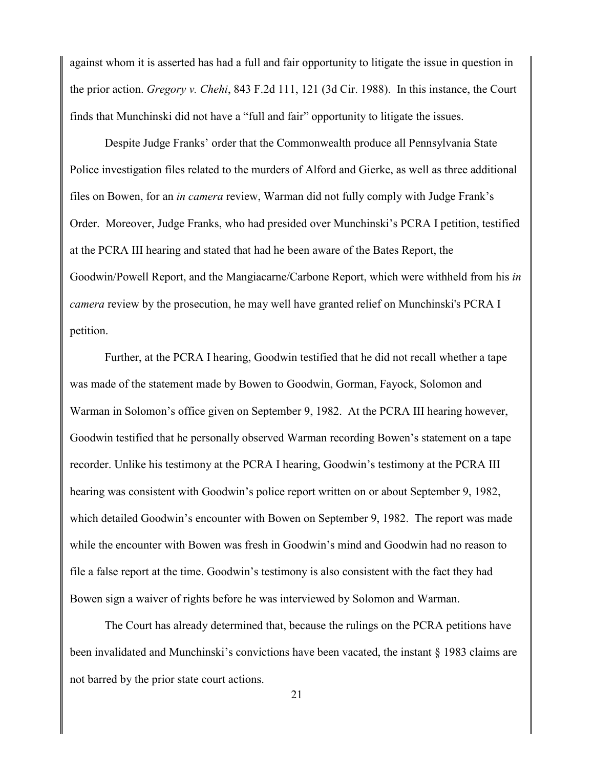against whom it is asserted has had a full and fair opportunity to litigate the issue in question in the prior action. *Gregory v. Chehi*, 843 F.2d 111, 121 (3d Cir. 1988). In this instance, the Court finds that Munchinski did not have a "full and fair" opportunity to litigate the issues.

Despite Judge Franks' order that the Commonwealth produce all Pennsylvania State Police investigation files related to the murders of Alford and Gierke, as well as three additional files on Bowen, for an *in camera* review, Warman did not fully comply with Judge Frank's Order. Moreover, Judge Franks, who had presided over Munchinski's PCRA I petition, testified at the PCRA III hearing and stated that had he been aware of the Bates Report, the Goodwin/Powell Report, and the Mangiacarne/Carbone Report, which were withheld from his *in camera* review by the prosecution, he may well have granted relief on Munchinski's PCRA I petition.

Further, at the PCRA I hearing, Goodwin testified that he did not recall whether a tape was made of the statement made by Bowen to Goodwin, Gorman, Fayock, Solomon and Warman in Solomon's office given on September 9, 1982. At the PCRA III hearing however, Goodwin testified that he personally observed Warman recording Bowen's statement on a tape recorder. Unlike his testimony at the PCRA I hearing, Goodwin's testimony at the PCRA III hearing was consistent with Goodwin's police report written on or about September 9, 1982, which detailed Goodwin's encounter with Bowen on September 9, 1982. The report was made while the encounter with Bowen was fresh in Goodwin's mind and Goodwin had no reason to file a false report at the time. Goodwin's testimony is also consistent with the fact they had Bowen sign a waiver of rights before he was interviewed by Solomon and Warman.

The Court has already determined that, because the rulings on the PCRA petitions have been invalidated and Munchinski's convictions have been vacated, the instant § 1983 claims are not barred by the prior state court actions.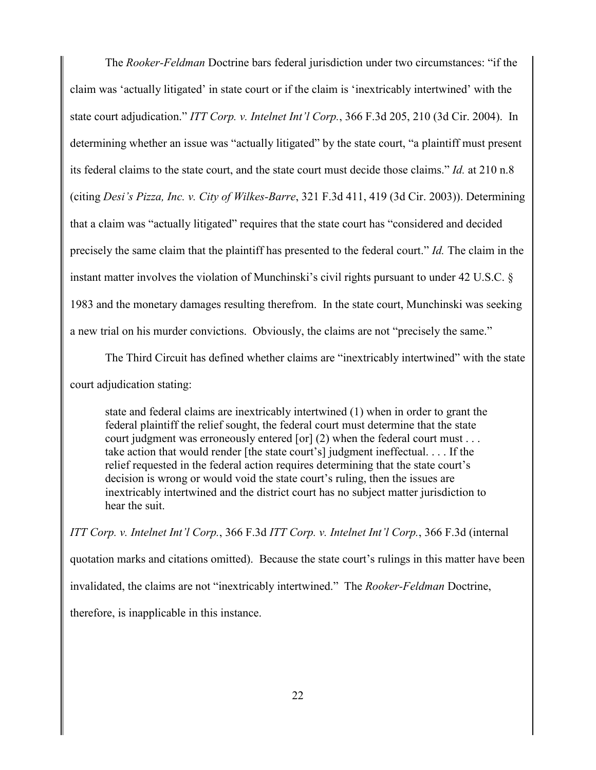The *Rooker-Feldman* Doctrine bars federal jurisdiction under two circumstances: "if the claim was 'actually litigated' in state court or if the claim is 'inextricably intertwined' with the state court adjudication." *ITT Corp. v. Intelnet Int'l Corp.*, 366 F.3d 205, 210 (3d Cir. 2004). In determining whether an issue was "actually litigated" by the state court, "a plaintiff must present its federal claims to the state court, and the state court must decide those claims." *Id.* at 210 n.8 (citing *Desi's Pizza, Inc. v. City of Wilkes-Barre*, 321 F.3d 411, 419 (3d Cir. 2003)). Determining that a claim was "actually litigated" requires that the state court has "considered and decided precisely the same claim that the plaintiff has presented to the federal court." *Id.* The claim in the instant matter involves the violation of Munchinski's civil rights pursuant to under 42 U.S.C. § 1983 and the monetary damages resulting therefrom. In the state court, Munchinski was seeking a new trial on his murder convictions. Obviously, the claims are not "precisely the same."

The Third Circuit has defined whether claims are "inextricably intertwined" with the state court adjudication stating:

> state and federal claims are inextricably intertwined (1) when in order to grant the federal plaintiff the relief sought, the federal court must determine that the state court judgment was erroneously entered [or] (2) when the federal court must . . . take action that would render [the state court's] judgment ineffectual. . . . If the relief requested in the federal action requires determining that the state court's decision is wrong or would void the state court's ruling, then the issues are inextricably intertwined and the district court has no subject matter jurisdiction to hear the suit.

*ITT Corp. v. Intelnet Int'l Corp.*, 366 F.3d *ITT Corp. v. Intelnet Int'l Corp.*, 366 F.3d (internal quotation marks and citations omitted). Because the state court's rulings in this matter have been invalidated, the claims are not "inextricably intertwined." The *Rooker-Feldman* Doctrine, therefore, is inapplicable in this instance.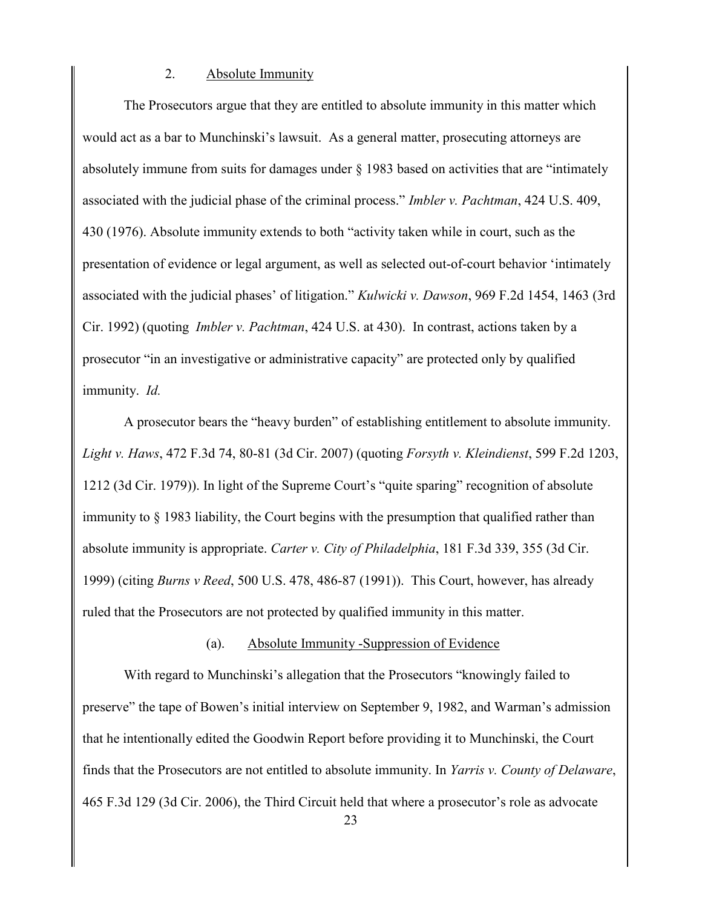### 2. Absolute Immunity

The Prosecutors argue that they are entitled to absolute immunity in this matter which would act as a bar to Munchinski's lawsuit. As a general matter, prosecuting attorneys are absolutely immune from suits for damages under § 1983 based on activities that are "intimately associated with the judicial phase of the criminal process." *Imbler v. Pachtman*, 424 U.S. 409, 430 (1976). Absolute immunity extends to both "activity taken while in court, such as the presentation of evidence or legal argument, as well as selected out-of-court behavior 'intimately associated with the judicial phases' of litigation." *Kulwicki v. Dawson*, 969 F.2d 1454, 1463 (3rd Cir. 1992) (quoting *Imbler v. Pachtman*, 424 U.S. at 430). In contrast, actions taken by a prosecutor "in an investigative or administrative capacity" are protected only by qualified immunity. *Id.*

A prosecutor bears the "heavy burden" of establishing entitlement to absolute immunity. *Light v. Haws*, 472 F.3d 74, 80-81 (3d Cir. 2007) (quoting *Forsyth v. Kleindienst*, 599 F.2d 1203, 1212 (3d Cir. 1979)). In light of the Supreme Court's "quite sparing" recognition of absolute immunity to § 1983 liability, the Court begins with the presumption that qualified rather than absolute immunity is appropriate. *Carter v. City of Philadelphia*, 181 F.3d 339, 355 (3d Cir. 1999) (citing *Burns v Reed*, 500 U.S. 478, 486-87 (1991)). This Court, however, has already ruled that the Prosecutors are not protected by qualified immunity in this matter.

#### (a). Absolute Immunity -Suppression of Evidence

With regard to Munchinski's allegation that the Prosecutors "knowingly failed to preserve" the tape of Bowen's initial interview on September 9, 1982, and Warman's admission that he intentionally edited the Goodwin Report before providing it to Munchinski, the Court finds that the Prosecutors are not entitled to absolute immunity. In *Yarris v. County of Delaware*, 465 F.3d 129 (3d Cir. 2006), the Third Circuit held that where a prosecutor's role as advocate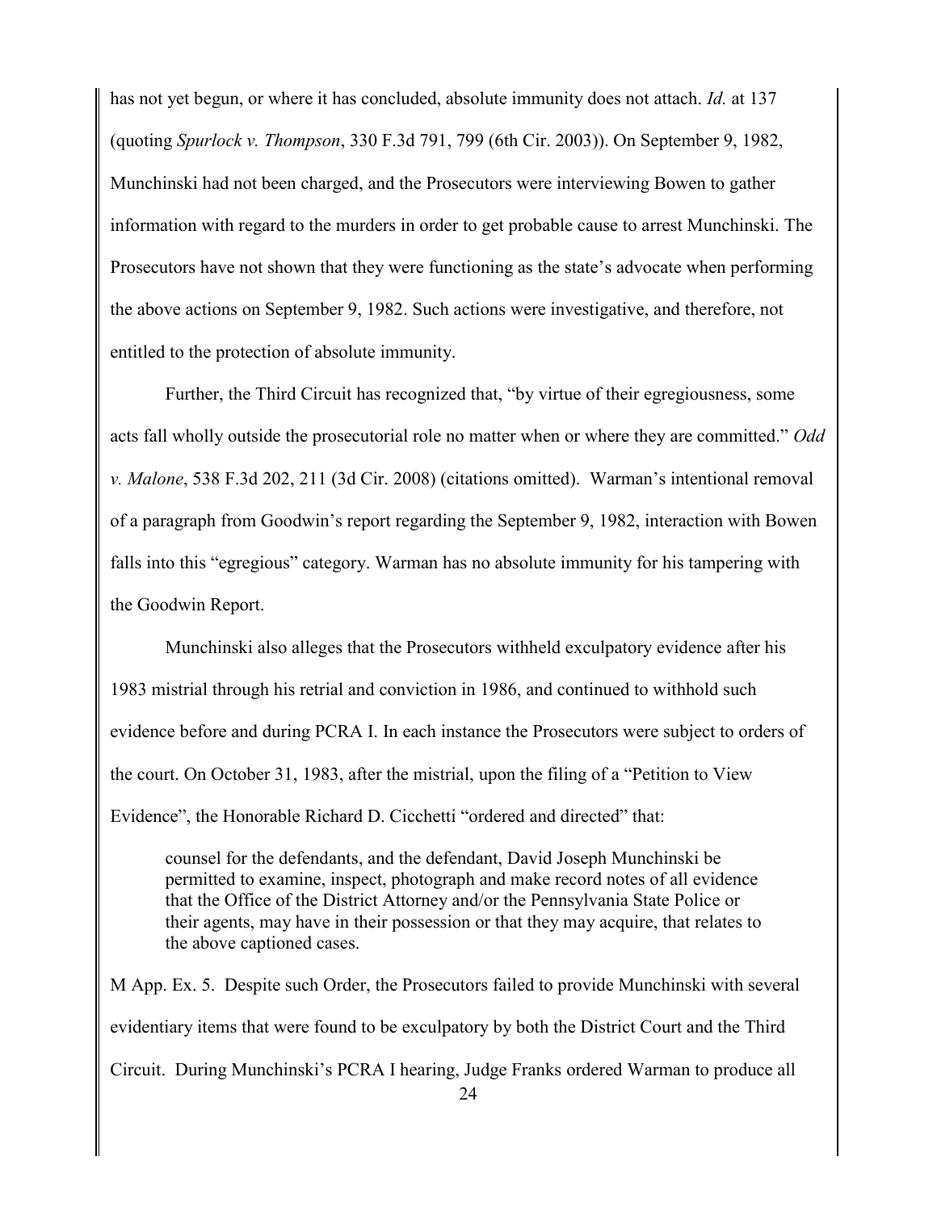has not yet begun, or where it has concluded, absolute immunity does not attach. *Id.* at 137 (quoting *Spurlock v. Thompson*, 330 F.3d 791, 799 (6th Cir. 2003)). On September 9, 1982, Munchinski had not been charged, and the Prosecutors were interviewing Bowen to gather information with regard to the murders in order to get probable cause to arrest Munchinski. The Prosecutors have not shown that they were functioning as the state's advocate when performing the above actions on September 9, 1982. Such actions were investigative, and therefore, not entitled to the protection of absolute immunity.

Further, the Third Circuit has recognized that, "by virtue of their egregiousness, some acts fall wholly outside the prosecutorial role no matter when or where they are committed." *Odd v. Malone*, 538 F.3d 202, 211 (3d Cir. 2008) (citations omitted). Warman's intentional removal of a paragraph from Goodwin's report regarding the September 9, 1982, interaction with Bowen falls into this "egregious" category. Warman has no absolute immunity for his tampering with the Goodwin Report.

Munchinski also alleges that the Prosecutors withheld exculpatory evidence after his 1983 mistrial through his retrial and conviction in 1986, and continued to withhold such evidence before and during PCRA I. In each instance the Prosecutors were subject to orders of the court. On October 31, 1983, after the mistrial, upon the filing of a "Petition to View Evidence", the Honorable Richard D. Cicchetti "ordered and directed" that:

> counsel for the defendants, and the defendant, David Joseph Munchinski be permitted to examine, inspect, photograph and make record notes of all evidence that the Office of the District Attorney and/or the Pennsylvania State Police or their agents, may have in their possession or that they may acquire, that relates to the above captioned cases.

M App. Ex. 5. Despite such Order, the Prosecutors failed to provide Munchinski with several evidentiary items that were found to be exculpatory by both the District Court and the Third Circuit. During Munchinski's PCRA I hearing, Judge Franks ordered Warman to produce all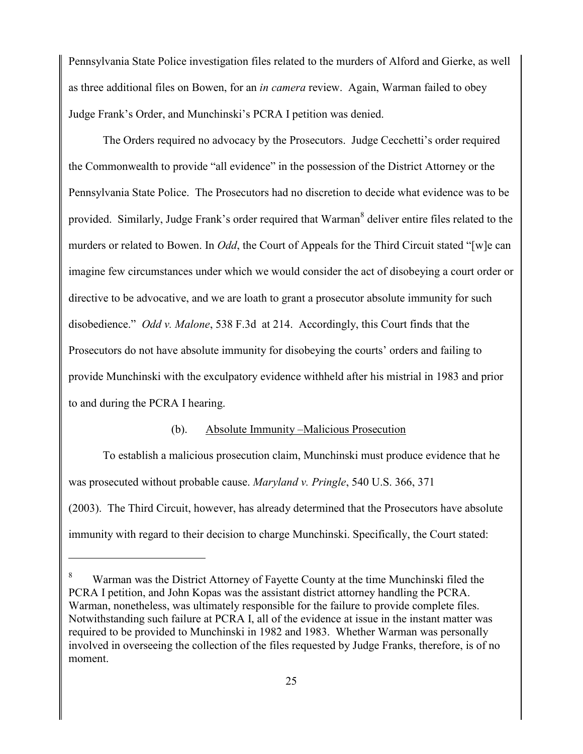Pennsylvania State Police investigation files related to the murders of Alford and Gierke, as well as three additional files on Bowen, for an *in camera* review. Again, Warman failed to obey Judge Frank's Order, and Munchinski's PCRA I petition was denied.

The Orders required no advocacy by the Prosecutors. Judge Cecchetti's order required the Commonwealth to provide "all evidence" in the possession of the District Attorney or the Pennsylvania State Police. The Prosecutors had no discretion to decide what evidence was to be provided. Similarly, Judge Frank's order required that Warman[8] deliver entire files related to the murders or related to Bowen. In *Odd*, the Court of Appeals for the Third Circuit stated "[w]e can imagine few circumstances under which we would consider the act of disobeying a court order or directive to be advocative, and we are loath to grant a prosecutor absolute immunity for such disobedience." *Odd v. Malone*, 538 F.3d at 214. Accordingly, this Court finds that the Prosecutors do not have absolute immunity for disobeying the courts' orders and failing to provide Munchinski with the exculpatory evidence withheld after his mistrial in 1983 and prior to and during the PCRA I hearing.

(b). Absolute Immunity –Malicious Prosecution

To establish a malicious prosecution claim, Munchinski must produce evidence that he was prosecuted without probable cause. *Maryland v. Pringle*, 540 U.S. 366, 371 (2003). The Third Circuit, however, has already determined that the Prosecutors have absolute immunity with regard to their decision to charge Munchinski. Specifically, the Court stated:

---

[8] Warman was the District Attorney of Fayette County at the time Munchinski filed the PCRA I petition, and John Kopas was the assistant district attorney handling the PCRA. Warman, nonetheless, was ultimately responsible for the failure to provide complete files. Notwithstanding such failure at PCRA I, all of the evidence at issue in the instant matter was required to be provided to Munchinski in 1982 and 1983. Whether Warman was personally involved in overseeing the collection of the files requested by Judge Franks, therefore, is of no moment.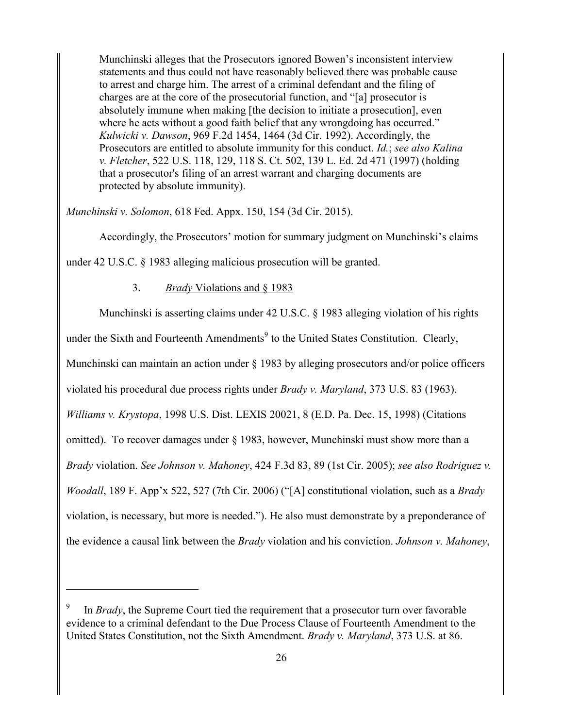> Munchinski alleges that the Prosecutors ignored Bowen's inconsistent interview statements and thus could not have reasonably believed there was probable cause to arrest and charge him. The arrest of a criminal defendant and the filing of charges are at the core of the prosecutorial function, and "[a] prosecutor is absolutely immune when making [the decision to initiate a prosecution], even where he acts without a good faith belief that any wrongdoing has occurred." *Kulwicki v. Dawson*, 969 F.2d 1454, 1464 (3d Cir. 1992). Accordingly, the Prosecutors are entitled to absolute immunity for this conduct. *Id.*; *see also Kalina v. Fletcher*, 522 U.S. 118, 129, 118 S. Ct. 502, 139 L. Ed. 2d 471 (1997) (holding that a prosecutor's filing of an arrest warrant and charging documents are protected by absolute immunity).

*Munchinski v. Solomon*, 618 Fed. Appx. 150, 154 (3d Cir. 2015).

Accordingly, the Prosecutors' motion for summary judgment on Munchinski's claims under 42 U.S.C. § 1983 alleging malicious prosecution will be granted.

### 3. Brady Violations and § 1983

Munchinski is asserting claims under 42 U.S.C. § 1983 alleging violation of his rights under the Sixth and Fourteenth Amendments[9] to the United States Constitution. Clearly, Munchinski can maintain an action under § 1983 by alleging prosecutors and/or police officers violated his procedural due process rights under *Brady v. Maryland*, 373 U.S. 83 (1963). *Williams v. Krystopa*, 1998 U.S. Dist. LEXIS 20021, 8 (E.D. Pa. Dec. 15, 1998) (Citations omitted). To recover damages under § 1983, however, Munchinski must show more than a *Brady* violation. *See Johnson v. Mahoney*, 424 F.3d 83, 89 (1st Cir. 2005); *see also Rodriguez v. Woodall*, 189 F. App'x 522, 527 (7th Cir. 2006) ("[A] constitutional violation, such as a *Brady* violation, is necessary, but more is needed."). He also must demonstrate by a preponderance of the evidence a causal link between the *Brady* violation and his conviction. *Johnson v. Mahoney*,

---

[9] In *Brady*, the Supreme Court tied the requirement that a prosecutor turn over favorable evidence to a criminal defendant to the Due Process Clause of Fourteenth Amendment to the United States Constitution, not the Sixth Amendment. *Brady v. Maryland*, 373 U.S. at 86.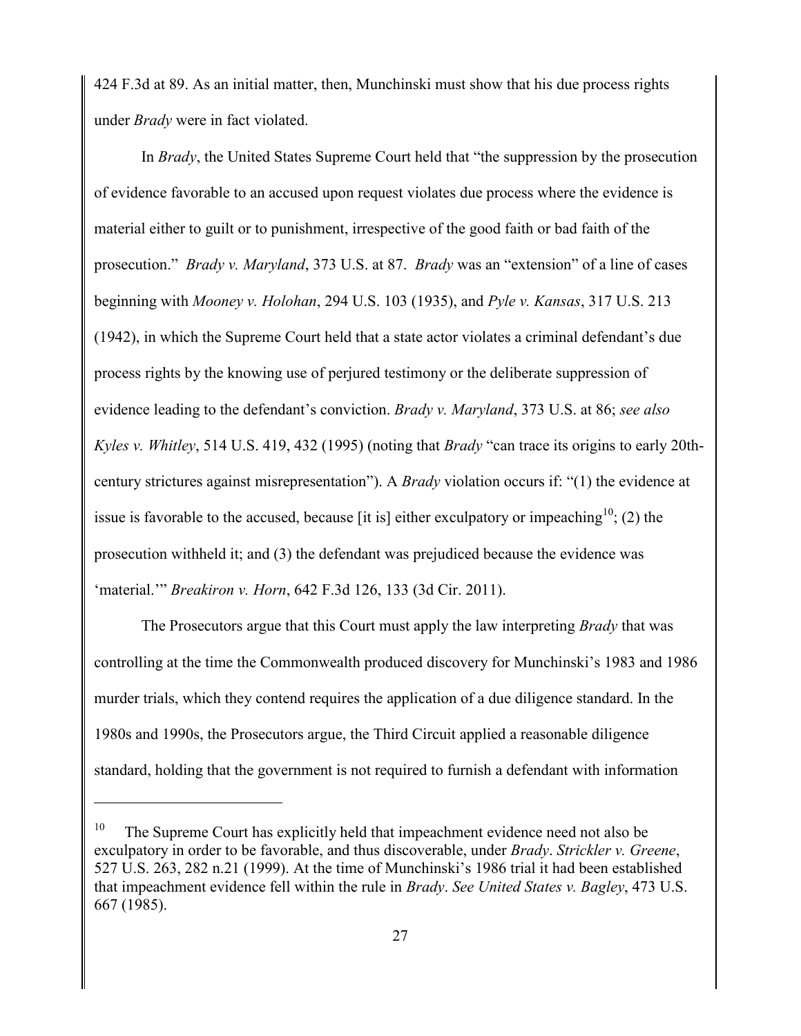424 F.3d at 89. As an initial matter, then, Munchinski must show that his due process rights under *Brady* were in fact violated.

In *Brady*, the United States Supreme Court held that "the suppression by the prosecution of evidence favorable to an accused upon request violates due process where the evidence is material either to guilt or to punishment, irrespective of the good faith or bad faith of the prosecution." *Brady v. Maryland*, 373 U.S. at 87. *Brady* was an "extension" of a line of cases beginning with *Mooney v. Holohan*, 294 U.S. 103 (1935), and *Pyle v. Kansas*, 317 U.S. 213 (1942), in which the Supreme Court held that a state actor violates a criminal defendant's due process rights by the knowing use of perjured testimony or the deliberate suppression of evidence leading to the defendant's conviction. *Brady v. Maryland*, 373 U.S. at 86; *see also Kyles v. Whitley*, 514 U.S. 419, 432 (1995) (noting that *Brady* "can trace its origins to early 20th-century strictures against misrepresentation"). A *Brady* violation occurs if: "(1) the evidence at issue is favorable to the accused, because [it is] either exculpatory or impeaching[10]; (2) the prosecution withheld it; and (3) the defendant was prejudiced because the evidence was 'material.'" *Breakiron v. Horn*, 642 F.3d 126, 133 (3d Cir. 2011).

The Prosecutors argue that this Court must apply the law interpreting *Brady* that was controlling at the time the Commonwealth produced discovery for Munchinski's 1983 and 1986 murder trials, which they contend requires the application of a due diligence standard. In the 1980s and 1990s, the Prosecutors argue, the Third Circuit applied a reasonable diligence standard, holding that the government is not required to furnish a defendant with information

---

[10] The Supreme Court has explicitly held that impeachment evidence need not also be exculpatory in order to be favorable, and thus discoverable, under *Brady*. *Strickler v. Greene*, 527 U.S. 263, 282 n.21 (1999). At the time of Munchinski's 1986 trial it had been established that impeachment evidence fell within the rule in *Brady*. *See United States v. Bagley*, 473 U.S. 667 (1985).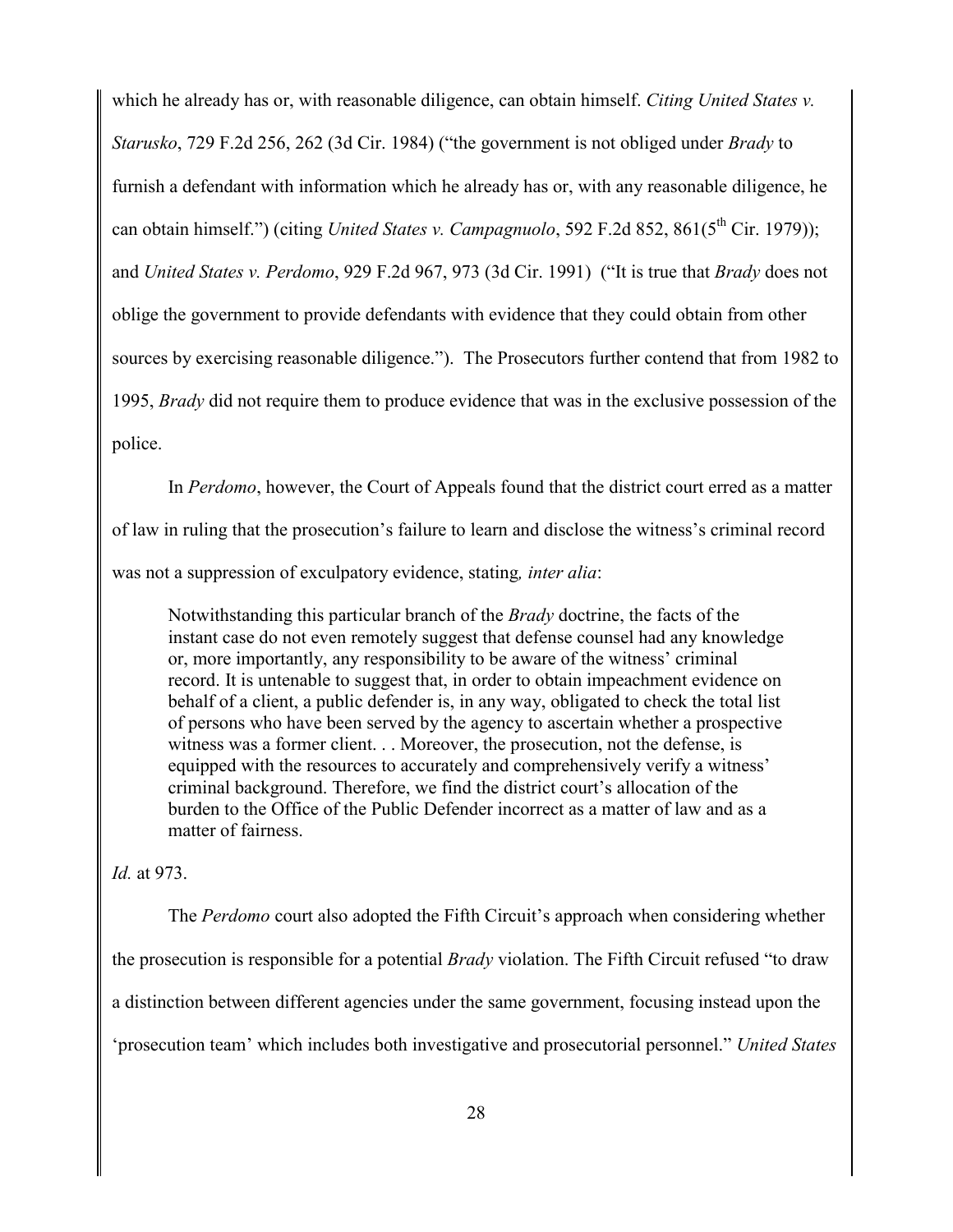which he already has or, with reasonable diligence, can obtain himself. *Citing United States v. Starusko*, 729 F.2d 256, 262 (3d Cir. 1984) ("the government is not obliged under *Brady* to furnish a defendant with information which he already has or, with any reasonable diligence, he can obtain himself.") (citing *United States v. Campagnuolo*, 592 F.2d 852, 861(5th Cir. 1979)); and *United States v. Perdomo*, 929 F.2d 967, 973 (3d Cir. 1991) ("It is true that *Brady* does not oblige the government to provide defendants with evidence that they could obtain from other sources by exercising reasonable diligence."). The Prosecutors further contend that from 1982 to 1995, *Brady* did not require them to produce evidence that was in the exclusive possession of the police.

In *Perdomo*, however, the Court of Appeals found that the district court erred as a matter of law in ruling that the prosecution's failure to learn and disclose the witness's criminal record was not a suppression of exculpatory evidence, stating*, inter alia*:

> Notwithstanding this particular branch of the *Brady* doctrine, the facts of the instant case do not even remotely suggest that defense counsel had any knowledge or, more importantly, any responsibility to be aware of the witness' criminal record. It is untenable to suggest that, in order to obtain impeachment evidence on behalf of a client, a public defender is, in any way, obligated to check the total list of persons who have been served by the agency to ascertain whether a prospective witness was a former client. . . Moreover, the prosecution, not the defense, is equipped with the resources to accurately and comprehensively verify a witness' criminal background. Therefore, we find the district court's allocation of the burden to the Office of the Public Defender incorrect as a matter of law and as a matter of fairness.

*Id.* at 973.

The *Perdomo* court also adopted the Fifth Circuit's approach when considering whether the prosecution is responsible for a potential *Brady* violation. The Fifth Circuit refused "to draw a distinction between different agencies under the same government, focusing instead upon the 'prosecution team' which includes both investigative and prosecutorial personnel." *United States*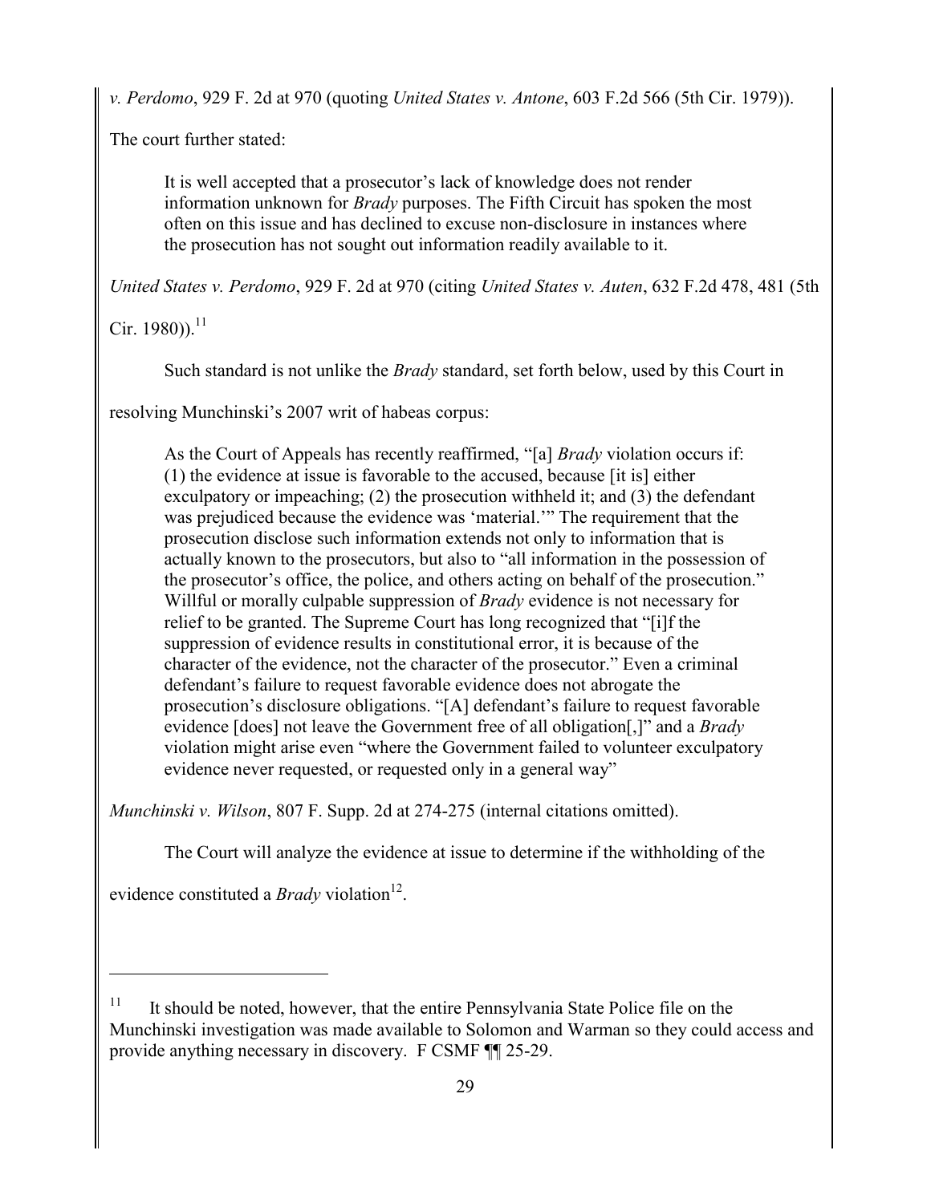*v. Perdomo*, 929 F. 2d at 970 (quoting *United States v. Antone*, 603 F.2d 566 (5th Cir. 1979)).

The court further stated:

> It is well accepted that a prosecutor's lack of knowledge does not render information unknown for *Brady* purposes. The Fifth Circuit has spoken the most often on this issue and has declined to excuse non-disclosure in instances where the prosecution has not sought out information readily available to it.

*United States v. Perdomo*, 929 F. 2d at 970 (citing *United States v. Auten*, 632 F.2d 478, 481 (5th Cir. 1980)).[11]

Such standard is not unlike the *Brady* standard, set forth below, used by this Court in resolving Munchinski's 2007 writ of habeas corpus:

> As the Court of Appeals has recently reaffirmed, "[a] *Brady* violation occurs if: (1) the evidence at issue is favorable to the accused, because [it is] either exculpatory or impeaching; (2) the prosecution withheld it; and (3) the defendant was prejudiced because the evidence was 'material.'" The requirement that the prosecution disclose such information extends not only to information that is actually known to the prosecutors, but also to "all information in the possession of the prosecutor's office, the police, and others acting on behalf of the prosecution." Willful or morally culpable suppression of *Brady* evidence is not necessary for relief to be granted. The Supreme Court has long recognized that "[i]f the suppression of evidence results in constitutional error, it is because of the character of the evidence, not the character of the prosecutor." Even a criminal defendant's failure to request favorable evidence does not abrogate the prosecution's disclosure obligations. "[A] defendant's failure to request favorable evidence [does] not leave the Government free of all obligation[,]" and a *Brady* violation might arise even "where the Government failed to volunteer exculpatory evidence never requested, or requested only in a general way"

*Munchinski v. Wilson*, 807 F. Supp. 2d at 274-275 (internal citations omitted).

The Court will analyze the evidence at issue to determine if the withholding of the evidence constituted a *Brady* violation[12].

---

[11] It should be noted, however, that the entire Pennsylvania State Police file on the Munchinski investigation was made available to Solomon and Warman so they could access and provide anything necessary in discovery. F CSMF ¶¶ 25-29.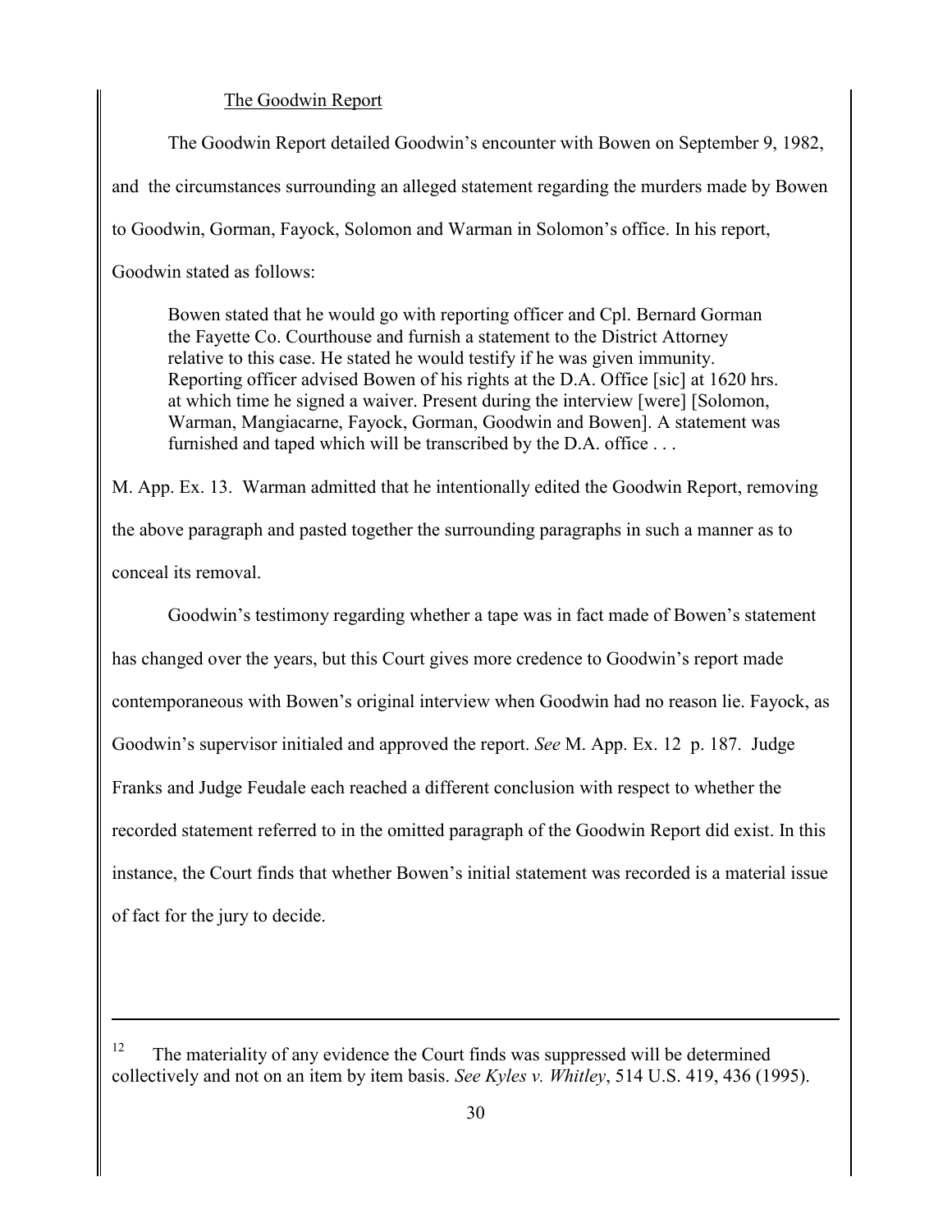The Goodwin Report

The Goodwin Report detailed Goodwin's encounter with Bowen on September 9, 1982, and the circumstances surrounding an alleged statement regarding the murders made by Bowen to Goodwin, Gorman, Fayock, Solomon and Warman in Solomon's office. In his report, Goodwin stated as follows:

> Bowen stated that he would go with reporting officer and Cpl. Bernard Gorman the Fayette Co. Courthouse and furnish a statement to the District Attorney relative to this case. He stated he would testify if he was given immunity. Reporting officer advised Bowen of his rights at the D.A. Office [sic] at 1620 hrs. at which time he signed a waiver. Present during the interview [were] [Solomon, Warman, Mangiacarne, Fayock, Gorman, Goodwin and Bowen]. A statement was furnished and taped which will be transcribed by the D.A. office . . .

M. App. Ex. 13. Warman admitted that he intentionally edited the Goodwin Report, removing the above paragraph and pasted together the surrounding paragraphs in such a manner as to conceal its removal.

Goodwin's testimony regarding whether a tape was in fact made of Bowen's statement has changed over the years, but this Court gives more credence to Goodwin's report made contemporaneous with Bowen's original interview when Goodwin had no reason lie. Fayock, as Goodwin's supervisor initialed and approved the report. *See* M. App. Ex. 12 p. 187. Judge Franks and Judge Feudale each reached a different conclusion with respect to whether the recorded statement referred to in the omitted paragraph of the Goodwin Report did exist. In this instance, the Court finds that whether Bowen's initial statement was recorded is a material issue of fact for the jury to decide.

---

[12] The materiality of any evidence the Court finds was suppressed will be determined collectively and not on an item by item basis. *See Kyles v. Whitley*, 514 U.S. 419, 436 (1995).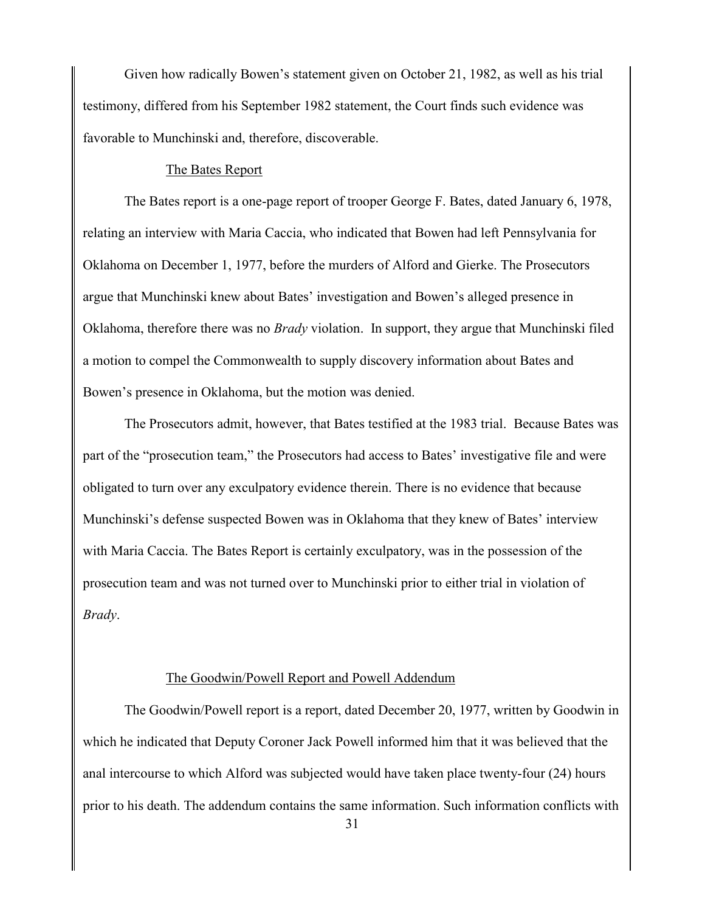Given how radically Bowen's statement given on October 21, 1982, as well as his trial testimony, differed from his September 1982 statement, the Court finds such evidence was favorable to Munchinski and, therefore, discoverable.

The Bates Report

The Bates report is a one-page report of trooper George F. Bates, dated January 6, 1978, relating an interview with Maria Caccia, who indicated that Bowen had left Pennsylvania for Oklahoma on December 1, 1977, before the murders of Alford and Gierke. The Prosecutors argue that Munchinski knew about Bates' investigation and Bowen's alleged presence in Oklahoma, therefore there was no *Brady* violation. In support, they argue that Munchinski filed a motion to compel the Commonwealth to supply discovery information about Bates and Bowen's presence in Oklahoma, but the motion was denied.

The Prosecutors admit, however, that Bates testified at the 1983 trial. Because Bates was part of the "prosecution team," the Prosecutors had access to Bates' investigative file and were obligated to turn over any exculpatory evidence therein. There is no evidence that because Munchinski's defense suspected Bowen was in Oklahoma that they knew of Bates' interview with Maria Caccia. The Bates Report is certainly exculpatory, was in the possession of the prosecution team and was not turned over to Munchinski prior to either trial in violation of *Brady*.

The Goodwin/Powell Report and Powell Addendum

The Goodwin/Powell report is a report, dated December 20, 1977, written by Goodwin in which he indicated that Deputy Coroner Jack Powell informed him that it was believed that the anal intercourse to which Alford was subjected would have taken place twenty-four (24) hours prior to his death. The addendum contains the same information. Such information conflicts with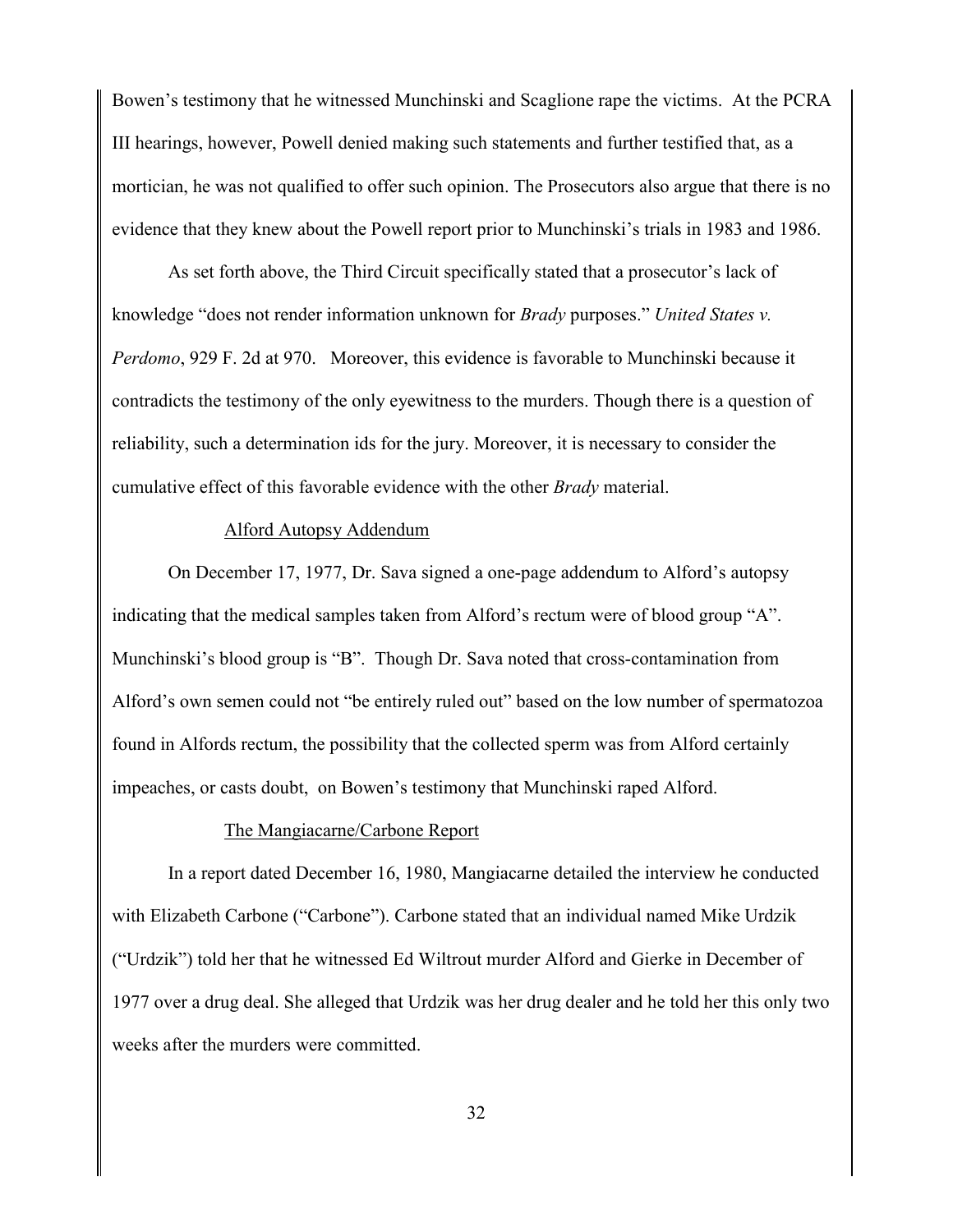Bowen's testimony that he witnessed Munchinski and Scaglione rape the victims. At the PCRA III hearings, however, Powell denied making such statements and further testified that, as a mortician, he was not qualified to offer such opinion. The Prosecutors also argue that there is no evidence that they knew about the Powell report prior to Munchinski's trials in 1983 and 1986.

As set forth above, the Third Circuit specifically stated that a prosecutor's lack of knowledge "does not render information unknown for *Brady* purposes." *United States v. Perdomo*, 929 F. 2d at 970. Moreover, this evidence is favorable to Munchinski because it contradicts the testimony of the only eyewitness to the murders. Though there is a question of reliability, such a determination ids for the jury. Moreover, it is necessary to consider the cumulative effect of this favorable evidence with the other *Brady* material.

<u>Alford Autopsy Addendum</u>

On December 17, 1977, Dr. Sava signed a one-page addendum to Alford's autopsy indicating that the medical samples taken from Alford's rectum were of blood group "A". Munchinski's blood group is "B". Though Dr. Sava noted that cross-contamination from Alford's own semen could not "be entirely ruled out" based on the low number of spermatozoa found in Alfords rectum, the possibility that the collected sperm was from Alford certainly impeaches, or casts doubt, on Bowen's testimony that Munchinski raped Alford.

<u>The Mangiacarne/Carbone Report</u>

In a report dated December 16, 1980, Mangiacarne detailed the interview he conducted with Elizabeth Carbone ("Carbone"). Carbone stated that an individual named Mike Urdzik ("Urdzik") told her that he witnessed Ed Wiltrout murder Alford and Gierke in December of 1977 over a drug deal. She alleged that Urdzik was her drug dealer and he told her this only two weeks after the murders were committed.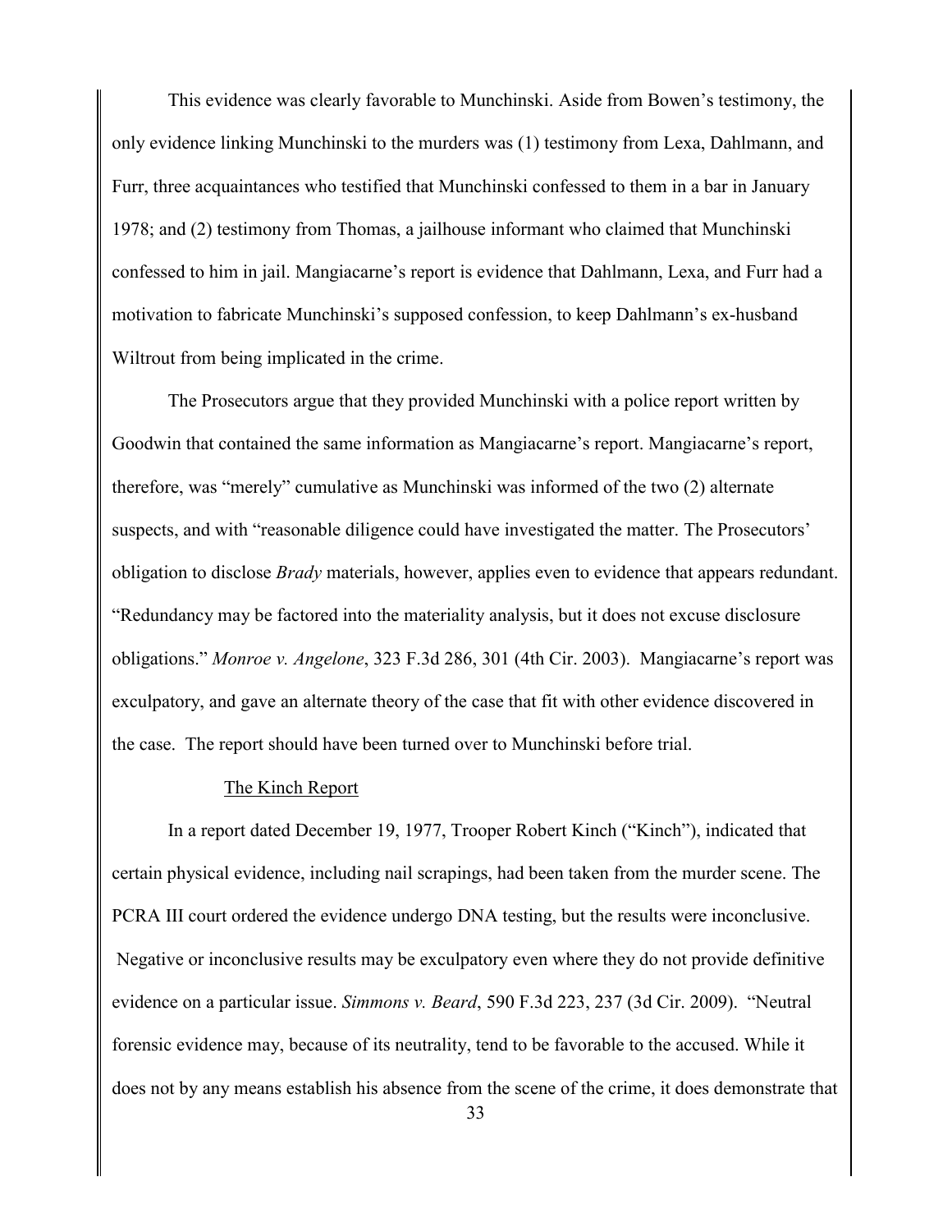This evidence was clearly favorable to Munchinski. Aside from Bowen's testimony, the only evidence linking Munchinski to the murders was (1) testimony from Lexa, Dahlmann, and Furr, three acquaintances who testified that Munchinski confessed to them in a bar in January 1978; and (2) testimony from Thomas, a jailhouse informant who claimed that Munchinski confessed to him in jail. Mangiacarne's report is evidence that Dahlmann, Lexa, and Furr had a motivation to fabricate Munchinski's supposed confession, to keep Dahlmann's ex-husband Wiltrout from being implicated in the crime.

The Prosecutors argue that they provided Munchinski with a police report written by Goodwin that contained the same information as Mangiacarne's report. Mangiacarne's report, therefore, was "merely" cumulative as Munchinski was informed of the two (2) alternate suspects, and with "reasonable diligence could have investigated the matter. The Prosecutors' obligation to disclose *Brady* materials, however, applies even to evidence that appears redundant. "Redundancy may be factored into the materiality analysis, but it does not excuse disclosure obligations." *Monroe v. Angelone*, 323 F.3d 286, 301 (4th Cir. 2003). Mangiacarne's report was exculpatory, and gave an alternate theory of the case that fit with other evidence discovered in the case. The report should have been turned over to Munchinski before trial.

<u>The Kinch Report</u>

In a report dated December 19, 1977, Trooper Robert Kinch ("Kinch"), indicated that certain physical evidence, including nail scrapings, had been taken from the murder scene. The PCRA III court ordered the evidence undergo DNA testing, but the results were inconclusive. Negative or inconclusive results may be exculpatory even where they do not provide definitive evidence on a particular issue. *Simmons v. Beard*, 590 F.3d 223, 237 (3d Cir. 2009). "Neutral forensic evidence may, because of its neutrality, tend to be favorable to the accused. While it does not by any means establish his absence from the scene of the crime, it does demonstrate that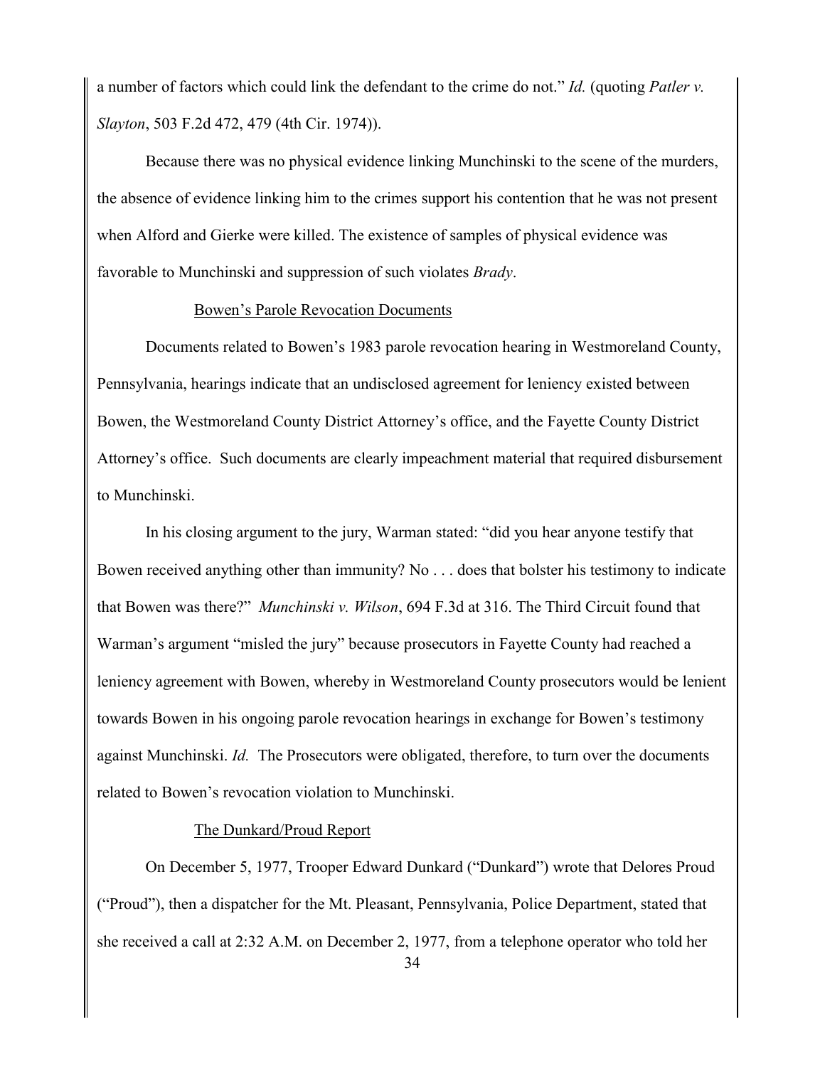a number of factors which could link the defendant to the crime do not." *Id.* (quoting *Patler v. Slayton*, 503 F.2d 472, 479 (4th Cir. 1974)).

Because there was no physical evidence linking Munchinski to the scene of the murders, the absence of evidence linking him to the crimes support his contention that he was not present when Alford and Gierke were killed. The existence of samples of physical evidence was favorable to Munchinski and suppression of such violates *Brady*.

Bowen's Parole Revocation Documents

Documents related to Bowen's 1983 parole revocation hearing in Westmoreland County, Pennsylvania, hearings indicate that an undisclosed agreement for leniency existed between Bowen, the Westmoreland County District Attorney's office, and the Fayette County District Attorney's office. Such documents are clearly impeachment material that required disbursement to Munchinski.

In his closing argument to the jury, Warman stated: "did you hear anyone testify that Bowen received anything other than immunity? No . . . does that bolster his testimony to indicate that Bowen was there?" *Munchinski v. Wilson*, 694 F.3d at 316. The Third Circuit found that Warman's argument "misled the jury" because prosecutors in Fayette County had reached a leniency agreement with Bowen, whereby in Westmoreland County prosecutors would be lenient towards Bowen in his ongoing parole revocation hearings in exchange for Bowen's testimony against Munchinski. *Id.* The Prosecutors were obligated, therefore, to turn over the documents related to Bowen's revocation violation to Munchinski.

The Dunkard/Proud Report

On December 5, 1977, Trooper Edward Dunkard ("Dunkard") wrote that Delores Proud ("Proud"), then a dispatcher for the Mt. Pleasant, Pennsylvania, Police Department, stated that she received a call at 2:32 A.M. on December 2, 1977, from a telephone operator who told her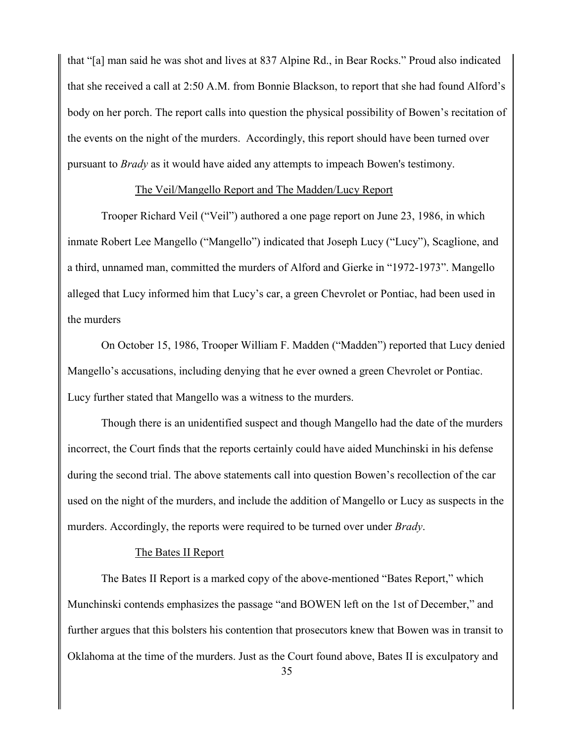that "[a] man said he was shot and lives at 837 Alpine Rd., in Bear Rocks." Proud also indicated that she received a call at 2:50 A.M. from Bonnie Blackson, to report that she had found Alford's body on her porch. The report calls into question the physical possibility of Bowen's recitation of the events on the night of the murders. Accordingly, this report should have been turned over pursuant to *Brady* as it would have aided any attempts to impeach Bowen's testimony.

### The Veil/Mangello Report and The Madden/Lucy Report

Trooper Richard Veil ("Veil") authored a one page report on June 23, 1986, in which inmate Robert Lee Mangello ("Mangello") indicated that Joseph Lucy ("Lucy"), Scaglione, and a third, unnamed man, committed the murders of Alford and Gierke in "1972-1973". Mangello alleged that Lucy informed him that Lucy's car, a green Chevrolet or Pontiac, had been used in the murders

On October 15, 1986, Trooper William F. Madden ("Madden") reported that Lucy denied Mangello's accusations, including denying that he ever owned a green Chevrolet or Pontiac. Lucy further stated that Mangello was a witness to the murders.

Though there is an unidentified suspect and though Mangello had the date of the murders incorrect, the Court finds that the reports certainly could have aided Munchinski in his defense during the second trial. The above statements call into question Bowen's recollection of the car used on the night of the murders, and include the addition of Mangello or Lucy as suspects in the murders. Accordingly, the reports were required to be turned over under *Brady*.

### The Bates II Report

The Bates II Report is a marked copy of the above-mentioned "Bates Report," which Munchinski contends emphasizes the passage "and BOWEN left on the 1st of December," and further argues that this bolsters his contention that prosecutors knew that Bowen was in transit to Oklahoma at the time of the murders. Just as the Court found above, Bates II is exculpatory and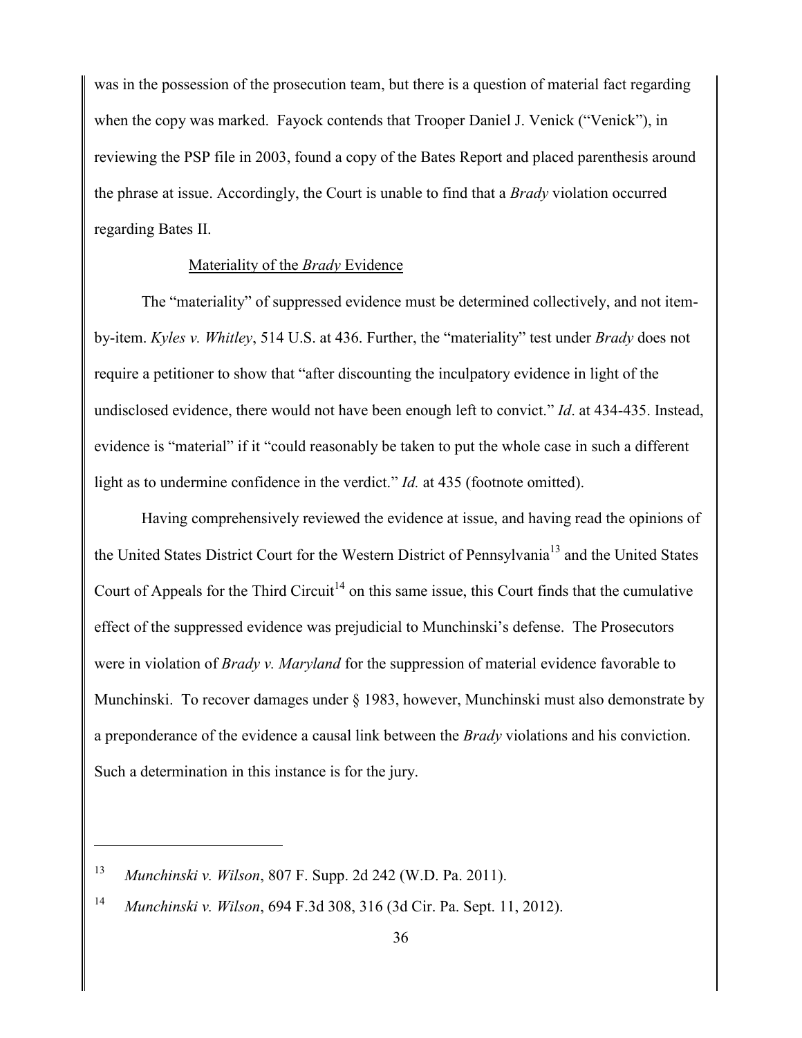was in the possession of the prosecution team, but there is a question of material fact regarding when the copy was marked. Fayock contends that Trooper Daniel J. Venick ("Venick"), in reviewing the PSP file in 2003, found a copy of the Bates Report and placed parenthesis around the phrase at issue. Accordingly, the Court is unable to find that a *Brady* violation occurred regarding Bates II.

Materiality of the *Brady* Evidence

The "materiality" of suppressed evidence must be determined collectively, and not item-by-item. *Kyles v. Whitley*, 514 U.S. at 436. Further, the "materiality" test under *Brady* does not require a petitioner to show that "after discounting the inculpatory evidence in light of the undisclosed evidence, there would not have been enough left to convict." *Id*. at 434-435. Instead, evidence is "material" if it "could reasonably be taken to put the whole case in such a different light as to undermine confidence in the verdict." *Id.* at 435 (footnote omitted).

Having comprehensively reviewed the evidence at issue, and having read the opinions of the United States District Court for the Western District of Pennsylvania[13] and the United States Court of Appeals for the Third Circuit[14] on this same issue, this Court finds that the cumulative effect of the suppressed evidence was prejudicial to Munchinski's defense. The Prosecutors were in violation of *Brady v. Maryland* for the suppression of material evidence favorable to Munchinski. To recover damages under § 1983, however, Munchinski must also demonstrate by a preponderance of the evidence a causal link between the *Brady* violations and his conviction. Such a determination in this instance is for the jury.

---

[13] *Munchinski v. Wilson*, 807 F. Supp. 2d 242 (W.D. Pa. 2011).

[14] *Munchinski v. Wilson*, 694 F.3d 308, 316 (3d Cir. Pa. Sept. 11, 2012).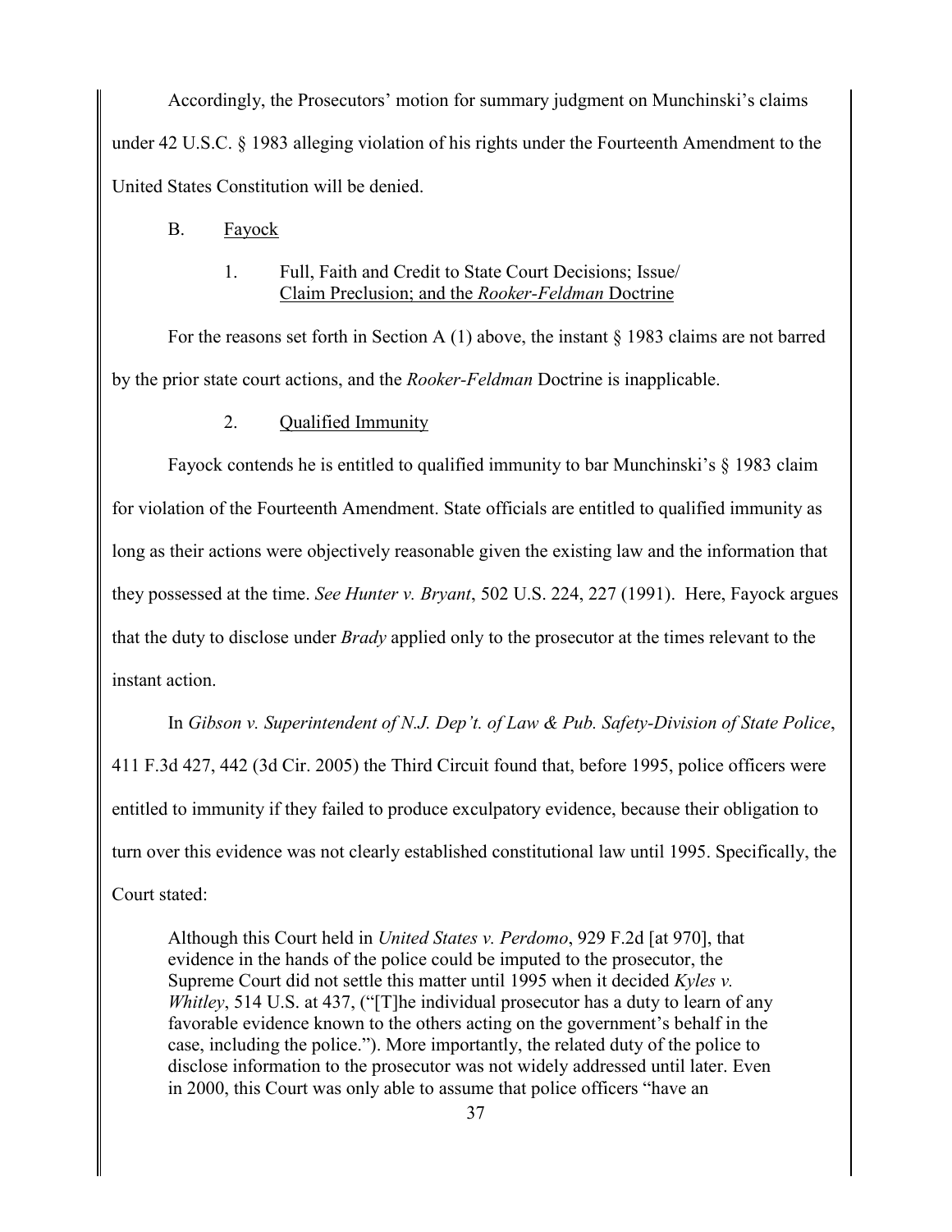Accordingly, the Prosecutors' motion for summary judgment on Munchinski's claims under 42 U.S.C. § 1983 alleging violation of his rights under the Fourteenth Amendment to the United States Constitution will be denied.

B. Fayock

1. Full, Faith and Credit to State Court Decisions; Issue/ Claim Preclusion; and the *Rooker-Feldman* Doctrine

For the reasons set forth in Section A (1) above, the instant § 1983 claims are not barred by the prior state court actions, and the *Rooker-Feldman* Doctrine is inapplicable.

2. Qualified Immunity

Fayock contends he is entitled to qualified immunity to bar Munchinski's § 1983 claim for violation of the Fourteenth Amendment. State officials are entitled to qualified immunity as long as their actions were objectively reasonable given the existing law and the information that they possessed at the time. *See Hunter v. Bryant*, 502 U.S. 224, 227 (1991). Here, Fayock argues that the duty to disclose under *Brady* applied only to the prosecutor at the times relevant to the instant action.

In *Gibson v. Superintendent of N.J. Dep't. of Law & Pub. Safety-Division of State Police*, 411 F.3d 427, 442 (3d Cir. 2005) the Third Circuit found that, before 1995, police officers were entitled to immunity if they failed to produce exculpatory evidence, because their obligation to turn over this evidence was not clearly established constitutional law until 1995. Specifically, the Court stated:

> Although this Court held in *United States v. Perdomo*, 929 F.2d [at 970], that evidence in the hands of the police could be imputed to the prosecutor, the Supreme Court did not settle this matter until 1995 when it decided *Kyles v. Whitley*, 514 U.S. at 437, ("[T]he individual prosecutor has a duty to learn of any favorable evidence known to the others acting on the government's behalf in the case, including the police."). More importantly, the related duty of the police to disclose information to the prosecutor was not widely addressed until later. Even in 2000, this Court was only able to assume that police officers "have an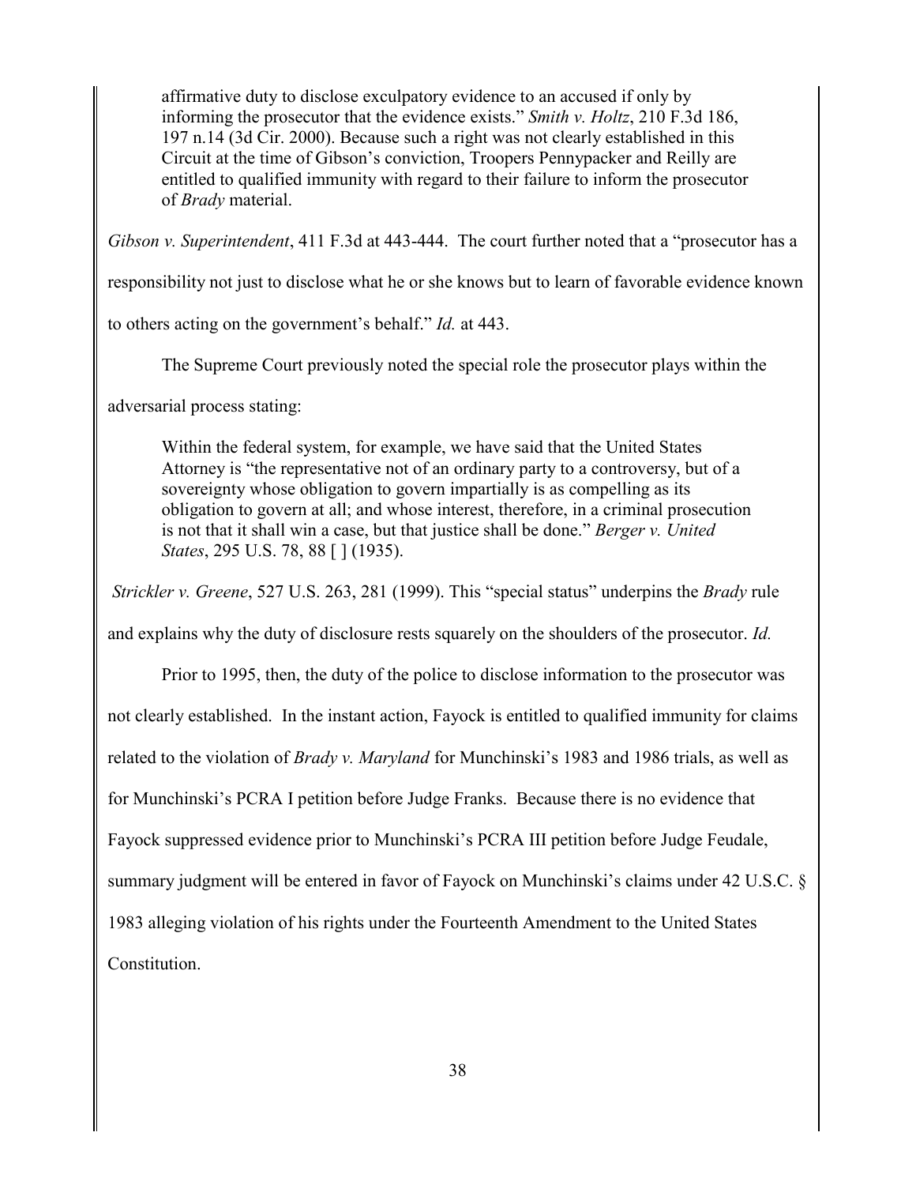> affirmative duty to disclose exculpatory evidence to an accused if only by informing the prosecutor that the evidence exists." *Smith v. Holtz*, 210 F.3d 186, 197 n.14 (3d Cir. 2000). Because such a right was not clearly established in this Circuit at the time of Gibson's conviction, Troopers Pennypacker and Reilly are entitled to qualified immunity with regard to their failure to inform the prosecutor of *Brady* material.

*Gibson v. Superintendent*, 411 F.3d at 443-444. The court further noted that a "prosecutor has a responsibility not just to disclose what he or she knows but to learn of favorable evidence known to others acting on the government's behalf." *Id.* at 443.

The Supreme Court previously noted the special role the prosecutor plays within the adversarial process stating:

> Within the federal system, for example, we have said that the United States Attorney is "the representative not of an ordinary party to a controversy, but of a sovereignty whose obligation to govern impartially is as compelling as its obligation to govern at all; and whose interest, therefore, in a criminal prosecution is not that it shall win a case, but that justice shall be done." *Berger v. United States*, 295 U.S. 78, 88 [ ] (1935).

*Strickler v. Greene*, 527 U.S. 263, 281 (1999). This "special status" underpins the *Brady* rule and explains why the duty of disclosure rests squarely on the shoulders of the prosecutor. *Id.*

Prior to 1995, then, the duty of the police to disclose information to the prosecutor was not clearly established. In the instant action, Fayock is entitled to qualified immunity for claims related to the violation of *Brady v. Maryland* for Munchinski's 1983 and 1986 trials, as well as for Munchinski's PCRA I petition before Judge Franks. Because there is no evidence that Fayock suppressed evidence prior to Munchinski's PCRA III petition before Judge Feudale, summary judgment will be entered in favor of Fayock on Munchinski's claims under 42 U.S.C. § 1983 alleging violation of his rights under the Fourteenth Amendment to the United States Constitution.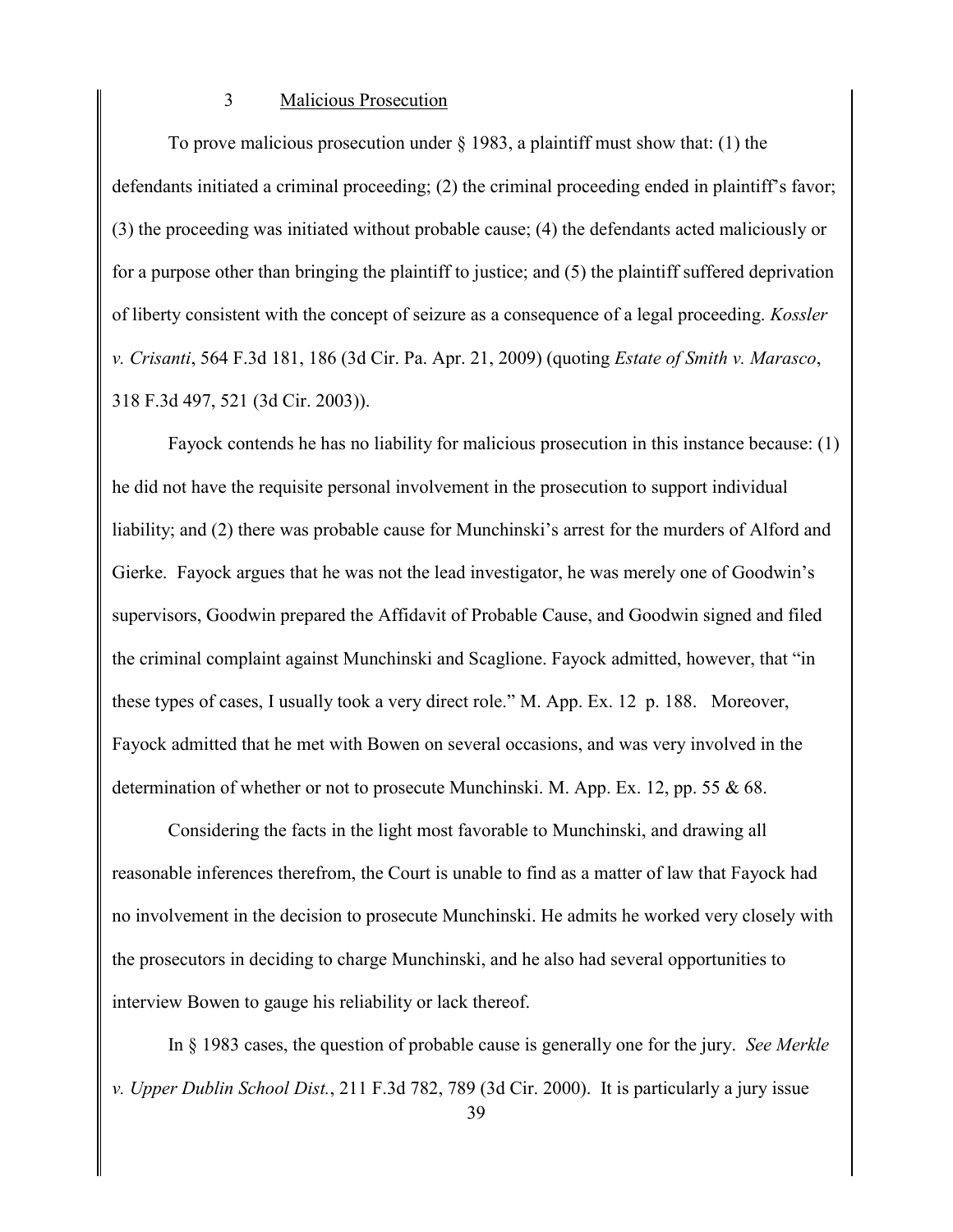### 3 Malicious Prosecution

To prove malicious prosecution under § 1983, a plaintiff must show that: (1) the defendants initiated a criminal proceeding; (2) the criminal proceeding ended in plaintiff's favor; (3) the proceeding was initiated without probable cause; (4) the defendants acted maliciously or for a purpose other than bringing the plaintiff to justice; and (5) the plaintiff suffered deprivation of liberty consistent with the concept of seizure as a consequence of a legal proceeding. *Kossler v. Crisanti*, 564 F.3d 181, 186 (3d Cir. Pa. Apr. 21, 2009) (quoting *Estate of Smith v. Marasco*, 318 F.3d 497, 521 (3d Cir. 2003)).

Fayock contends he has no liability for malicious prosecution in this instance because: (1) he did not have the requisite personal involvement in the prosecution to support individual liability; and (2) there was probable cause for Munchinski's arrest for the murders of Alford and Gierke. Fayock argues that he was not the lead investigator, he was merely one of Goodwin's supervisors, Goodwin prepared the Affidavit of Probable Cause, and Goodwin signed and filed the criminal complaint against Munchinski and Scaglione. Fayock admitted, however, that "in these types of cases, I usually took a very direct role." M. App. Ex. 12 p. 188. Moreover, Fayock admitted that he met with Bowen on several occasions, and was very involved in the determination of whether or not to prosecute Munchinski. M. App. Ex. 12, pp. 55 & 68.

Considering the facts in the light most favorable to Munchinski, and drawing all reasonable inferences therefrom, the Court is unable to find as a matter of law that Fayock had no involvement in the decision to prosecute Munchinski. He admits he worked very closely with the prosecutors in deciding to charge Munchinski, and he also had several opportunities to interview Bowen to gauge his reliability or lack thereof.

In § 1983 cases, the question of probable cause is generally one for the jury. *See Merkle v. Upper Dublin School Dist.*, 211 F.3d 782, 789 (3d Cir. 2000). It is particularly a jury issue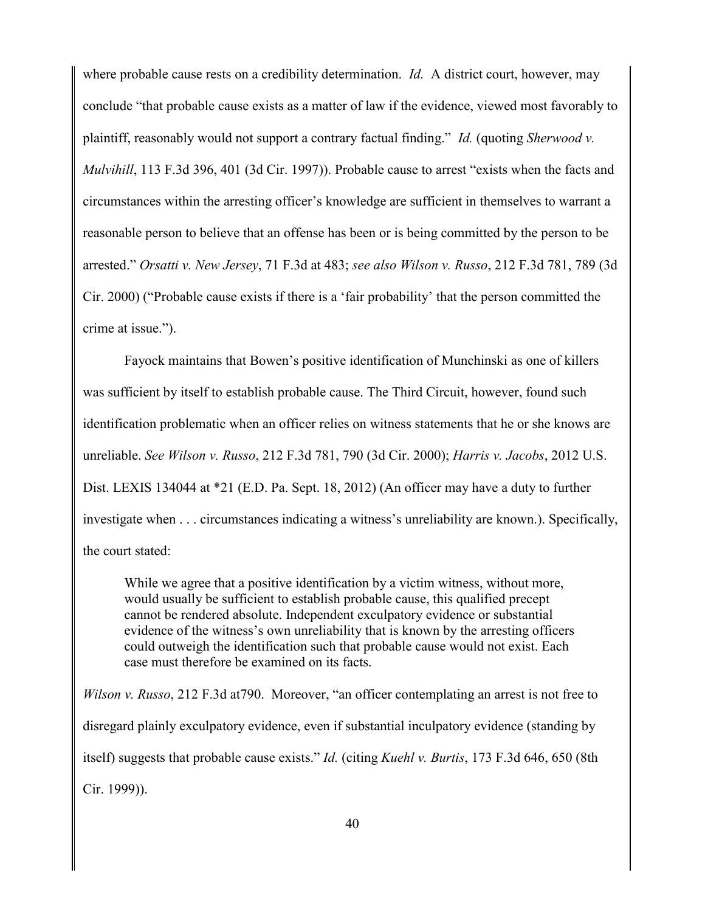where probable cause rests on a credibility determination. *Id.* A district court, however, may conclude "that probable cause exists as a matter of law if the evidence, viewed most favorably to plaintiff, reasonably would not support a contrary factual finding." *Id.* (quoting *Sherwood v. Mulvihill*, 113 F.3d 396, 401 (3d Cir. 1997)). Probable cause to arrest "exists when the facts and circumstances within the arresting officer's knowledge are sufficient in themselves to warrant a reasonable person to believe that an offense has been or is being committed by the person to be arrested." *Orsatti v. New Jersey*, 71 F.3d at 483; *see also Wilson v. Russo*, 212 F.3d 781, 789 (3d Cir. 2000) ("Probable cause exists if there is a 'fair probability' that the person committed the crime at issue.").

Fayock maintains that Bowen's positive identification of Munchinski as one of killers was sufficient by itself to establish probable cause. The Third Circuit, however, found such identification problematic when an officer relies on witness statements that he or she knows are unreliable. *See Wilson v. Russo*, 212 F.3d 781, 790 (3d Cir. 2000); *Harris v. Jacobs*, 2012 U.S. Dist. LEXIS 134044 at *21 (E.D. Pa. Sept. 18, 2012) (An officer may have a duty to further investigate when . . . circumstances indicating a witness's unreliability are known.). Specifically, the court stated:

> While we agree that a positive identification by a victim witness, without more, would usually be sufficient to establish probable cause, this qualified precept cannot be rendered absolute. Independent exculpatory evidence or substantial evidence of the witness's own unreliability that is known by the arresting officers could outweigh the identification such that probable cause would not exist. Each case must therefore be examined on its facts.

*Wilson v. Russo*, 212 F.3d at790. Moreover, "an officer contemplating an arrest is not free to disregard plainly exculpatory evidence, even if substantial inculpatory evidence (standing by itself) suggests that probable cause exists." *Id.* (citing *Kuehl v. Burtis*, 173 F.3d 646, 650 (8th Cir. 1999)).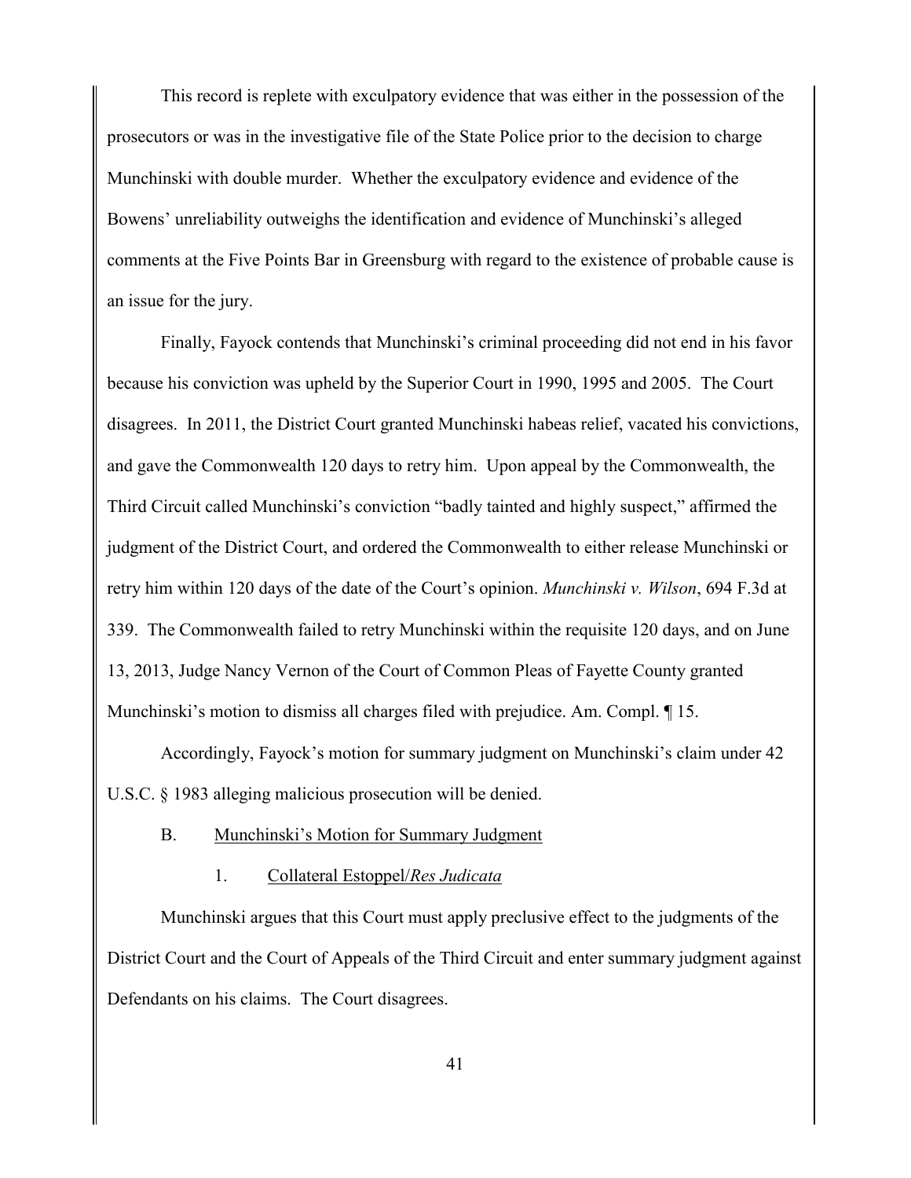This record is replete with exculpatory evidence that was either in the possession of the prosecutors or was in the investigative file of the State Police prior to the decision to charge Munchinski with double murder. Whether the exculpatory evidence and evidence of the Bowens' unreliability outweighs the identification and evidence of Munchinski's alleged comments at the Five Points Bar in Greensburg with regard to the existence of probable cause is an issue for the jury.

Finally, Fayock contends that Munchinski's criminal proceeding did not end in his favor because his conviction was upheld by the Superior Court in 1990, 1995 and 2005. The Court disagrees. In 2011, the District Court granted Munchinski habeas relief, vacated his convictions, and gave the Commonwealth 120 days to retry him. Upon appeal by the Commonwealth, the Third Circuit called Munchinski's conviction "badly tainted and highly suspect," affirmed the judgment of the District Court, and ordered the Commonwealth to either release Munchinski or retry him within 120 days of the date of the Court's opinion. *Munchinski v. Wilson*, 694 F.3d at 339. The Commonwealth failed to retry Munchinski within the requisite 120 days, and on June 13, 2013, Judge Nancy Vernon of the Court of Common Pleas of Fayette County granted Munchinski's motion to dismiss all charges filed with prejudice. Am. Compl. ¶ 15.

Accordingly, Fayock's motion for summary judgment on Munchinski's claim under 42 U.S.C. § 1983 alleging malicious prosecution will be denied.

### B. Munchinski's Motion for Summary Judgment

#### 1. Collateral Estoppel/*Res Judicata*

Munchinski argues that this Court must apply preclusive effect to the judgments of the District Court and the Court of Appeals of the Third Circuit and enter summary judgment against Defendants on his claims. The Court disagrees.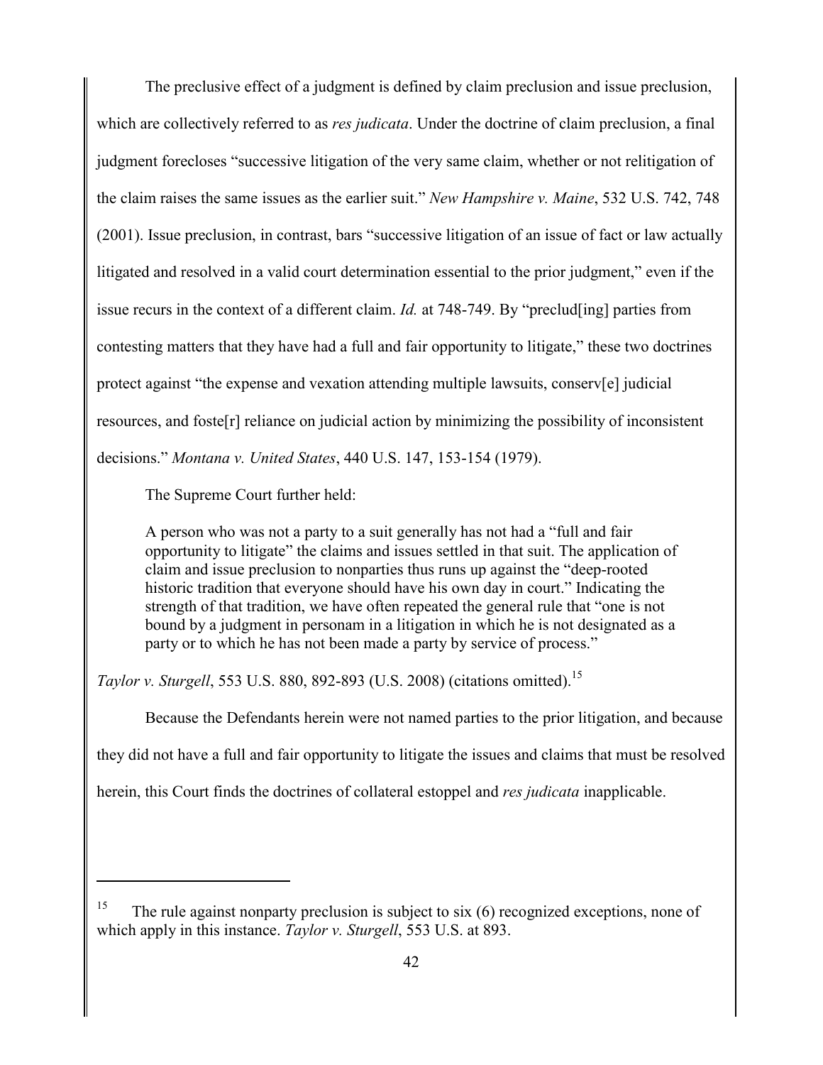The preclusive effect of a judgment is defined by claim preclusion and issue preclusion, which are collectively referred to as *res judicata*. Under the doctrine of claim preclusion, a final judgment forecloses "successive litigation of the very same claim, whether or not relitigation of the claim raises the same issues as the earlier suit." *New Hampshire v. Maine*, 532 U.S. 742, 748 (2001). Issue preclusion, in contrast, bars "successive litigation of an issue of fact or law actually litigated and resolved in a valid court determination essential to the prior judgment," even if the issue recurs in the context of a different claim. *Id.* at 748-749. By "preclud[ing] parties from contesting matters that they have had a full and fair opportunity to litigate," these two doctrines protect against "the expense and vexation attending multiple lawsuits, conserv[e] judicial resources, and foste[r] reliance on judicial action by minimizing the possibility of inconsistent decisions." *Montana v. United States*, 440 U.S. 147, 153-154 (1979).

The Supreme Court further held:

> A person who was not a party to a suit generally has not had a "full and fair opportunity to litigate" the claims and issues settled in that suit. The application of claim and issue preclusion to nonparties thus runs up against the "deep-rooted historic tradition that everyone should have his own day in court." Indicating the strength of that tradition, we have often repeated the general rule that "one is not bound by a judgment in personam in a litigation in which he is not designated as a party or to which he has not been made a party by service of process."

*Taylor v. Sturgell*, 553 U.S. 880, 892-893 (U.S. 2008) (citations omitted).[15]

Because the Defendants herein were not named parties to the prior litigation, and because they did not have a full and fair opportunity to litigate the issues and claims that must be resolved herein, this Court finds the doctrines of collateral estoppel and *res judicata* inapplicable.

---

[15] The rule against nonparty preclusion is subject to six (6) recognized exceptions, none of which apply in this instance. *Taylor v. Sturgell*, 553 U.S. at 893.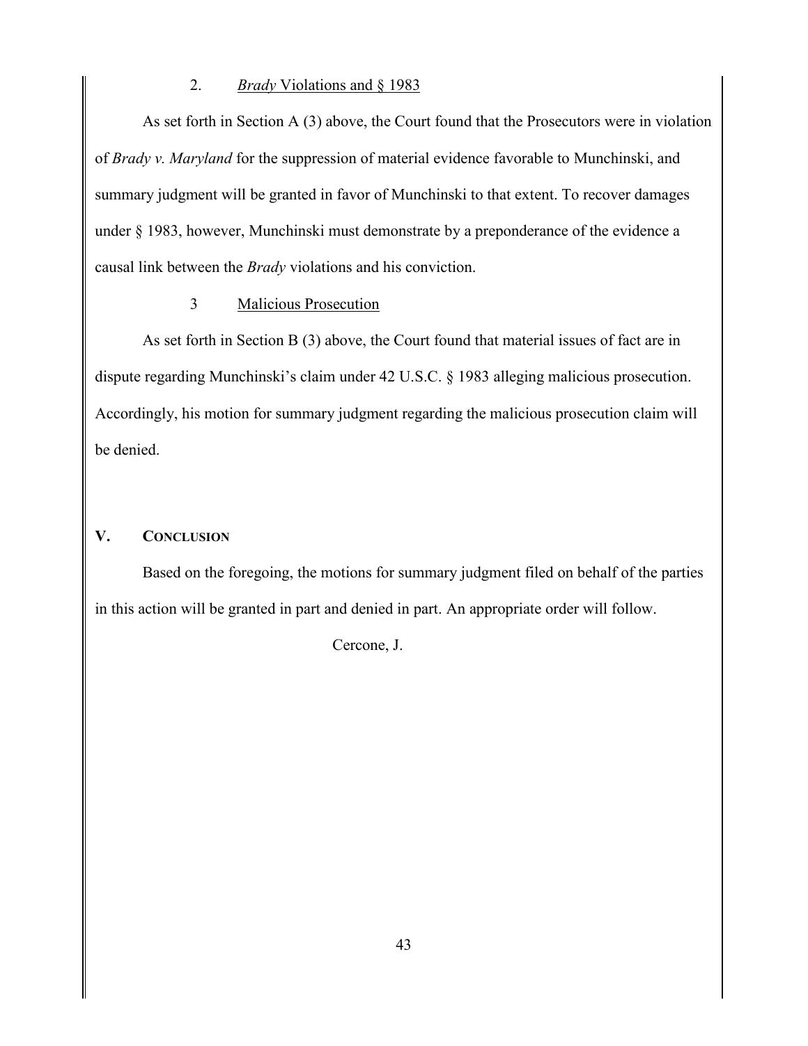2. *Brady* Violations and § 1983

As set forth in Section A (3) above, the Court found that the Prosecutors were in violation of *Brady v. Maryland* for the suppression of material evidence favorable to Munchinski, and summary judgment will be granted in favor of Munchinski to that extent. To recover damages under § 1983, however, Munchinski must demonstrate by a preponderance of the evidence a causal link between the *Brady* violations and his conviction.

3 Malicious Prosecution

As set forth in Section B (3) above, the Court found that material issues of fact are in dispute regarding Munchinski's claim under 42 U.S.C. § 1983 alleging malicious prosecution. Accordingly, his motion for summary judgment regarding the malicious prosecution claim will be denied.

## V. CONCLUSION

Based on the foregoing, the motions for summary judgment filed on behalf of the parties in this action will be granted in part and denied in part. An appropriate order will follow.

Cercone, J.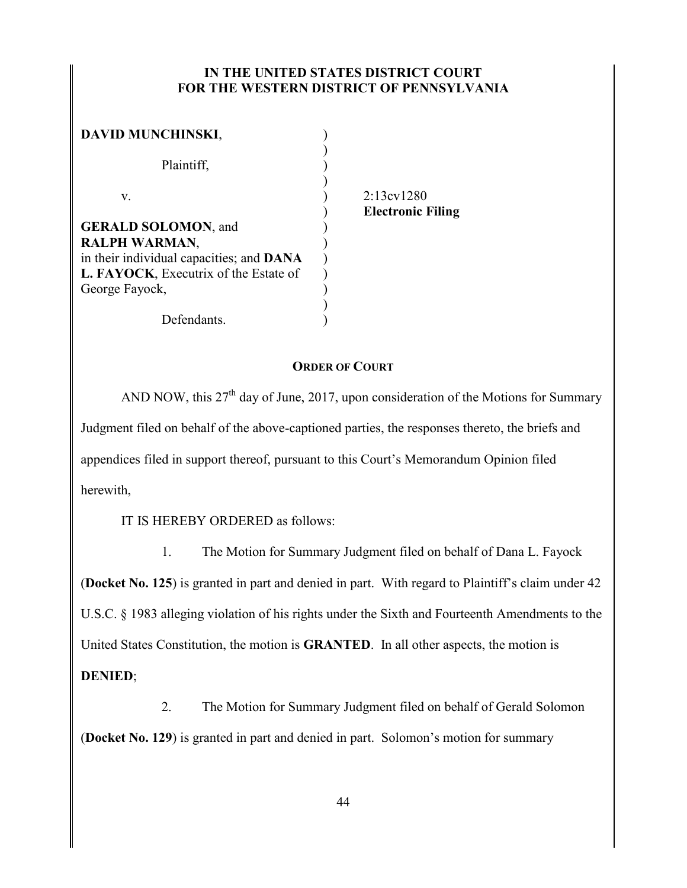**IN THE UNITED STATES DISTRICT COURT**
**FOR THE WESTERN DISTRICT OF PENNSYLVANIA**

| | | |
|---|---|---|
| **DAVID MUNCHINSKI**, | ) | |
| | ) | |
| Plaintiff, | ) | |
| | ) | |
| v. | ) | 2:13cv1280 |
| | ) | **Electronic Filing** |
| **GERALD SOLOMON**, and | ) | |
| **RALPH WARMAN**, | ) | |
| in their individual capacities; and **DANA** | ) | |
| **L. FAYOCK**, Executrix of the Estate of | ) | |
| George Fayock, | ) | |
| | ) | |
| Defendants. | ) | |

**ORDER OF COURT**

AND NOW, this 27th day of June, 2017, upon consideration of the Motions for Summary Judgment filed on behalf of the above-captioned parties, the responses thereto, the briefs and appendices filed in support thereof, pursuant to this Court's Memorandum Opinion filed herewith,

IT IS HEREBY ORDERED as follows:

1. The Motion for Summary Judgment filed on behalf of Dana L. Fayock (**Docket No. 125**) is granted in part and denied in part. With regard to Plaintiff's claim under 42 U.S.C. § 1983 alleging violation of his rights under the Sixth and Fourteenth Amendments to the United States Constitution, the motion is **GRANTED**. In all other aspects, the motion is **DENIED**;

2. The Motion for Summary Judgment filed on behalf of Gerald Solomon (**Docket No. 129**) is granted in part and denied in part. Solomon's motion for summary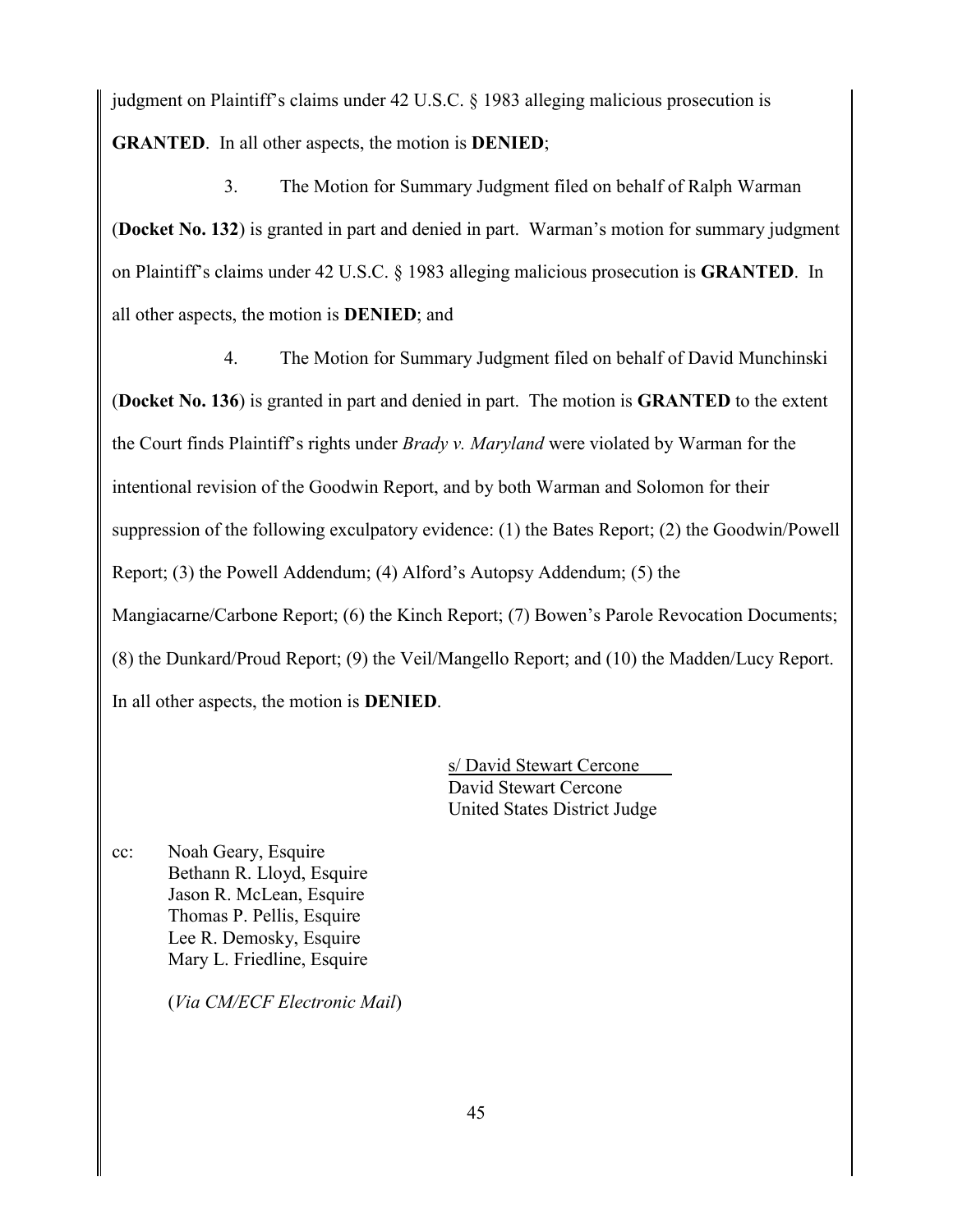judgment on Plaintiff's claims under 42 U.S.C. § 1983 alleging malicious prosecution is **GRANTED**. In all other aspects, the motion is **DENIED**;

3. The Motion for Summary Judgment filed on behalf of Ralph Warman (**Docket No. 132**) is granted in part and denied in part. Warman's motion for summary judgment on Plaintiff's claims under 42 U.S.C. § 1983 alleging malicious prosecution is **GRANTED**. In all other aspects, the motion is **DENIED**; and

4. The Motion for Summary Judgment filed on behalf of David Munchinski (**Docket No. 136**) is granted in part and denied in part. The motion is **GRANTED** to the extent the Court finds Plaintiff's rights under *Brady v. Maryland* were violated by Warman for the intentional revision of the Goodwin Report, and by both Warman and Solomon for their suppression of the following exculpatory evidence: (1) the Bates Report; (2) the Goodwin/Powell Report; (3) the Powell Addendum; (4) Alford's Autopsy Addendum; (5) the Mangiacarne/Carbone Report; (6) the Kinch Report; (7) Bowen's Parole Revocation Documents; (8) the Dunkard/Proud Report; (9) the Veil/Mangello Report; and (10) the Madden/Lucy Report. In all other aspects, the motion is **DENIED**.

s/ David Stewart Cercone
David Stewart Cercone
United States District Judge

cc: Noah Geary, Esquire
Bethann R. Lloyd, Esquire
Jason R. McLean, Esquire
Thomas P. Pellis, Esquire
Lee R. Demosky, Esquire
Mary L. Friedline, Esquire

(*Via CM/ECF Electronic Mail*)